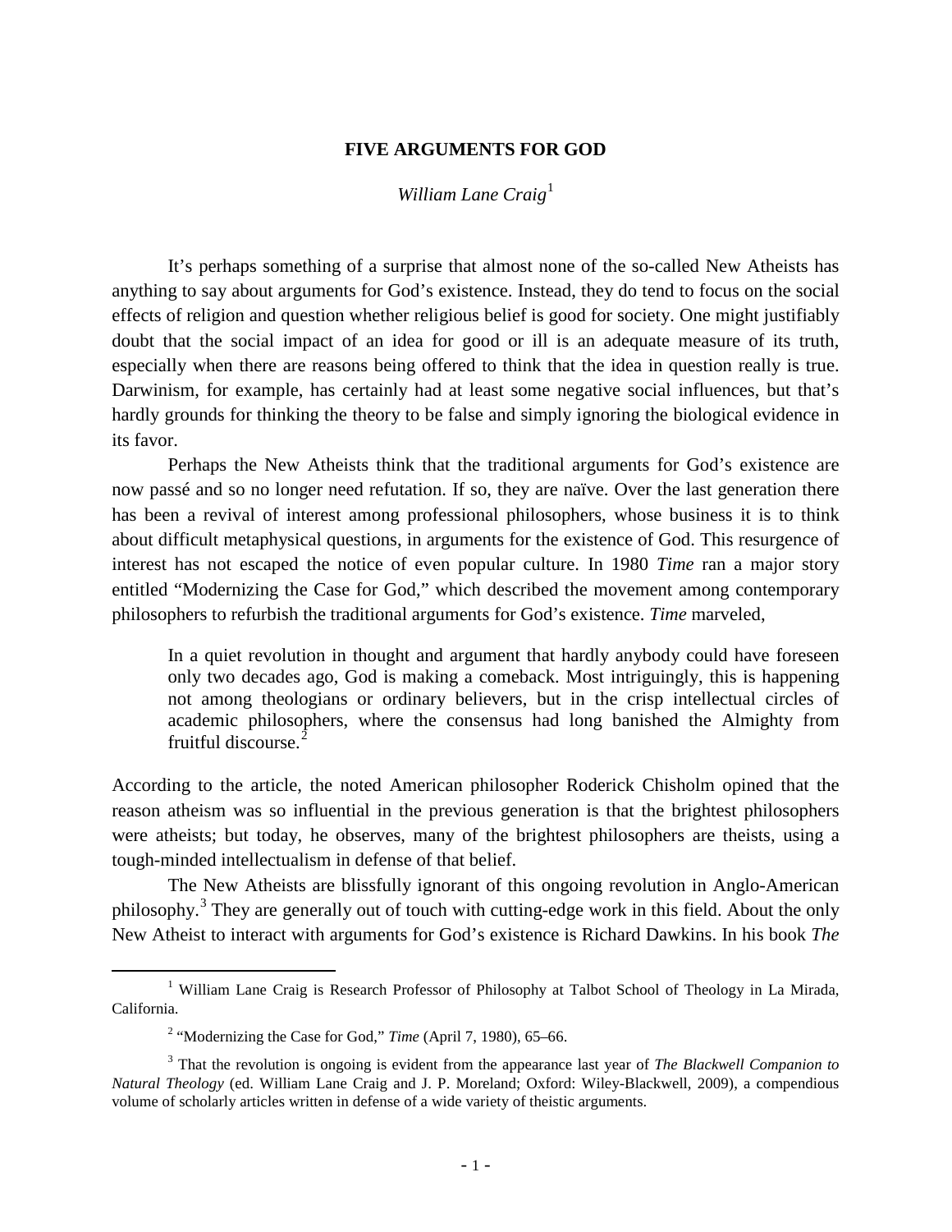# FIVE ARGUMENTS FOR GOD

*William Lane Craig*[1]

It's perhaps something of a surprise that almost none of the so-called New Atheists has anything to say about arguments for God's existence. Instead, they do tend to focus on the social effects of religion and question whether religious belief is good for society. One might justifiably doubt that the social impact of an idea for good or ill is an adequate measure of its truth, especially when there are reasons being offered to think that the idea in question really is true. Darwinism, for example, has certainly had at least some negative social influences, but that's hardly grounds for thinking the theory to be false and simply ignoring the biological evidence in its favor.

Perhaps the New Atheists think that the traditional arguments for God's existence are now passé and so no longer need refutation. If so, they are naïve. Over the last generation there has been a revival of interest among professional philosophers, whose business it is to think about difficult metaphysical questions, in arguments for the existence of God. This resurgence of interest has not escaped the notice of even popular culture. In 1980 *Time* ran a major story entitled "Modernizing the Case for God," which described the movement among contemporary philosophers to refurbish the traditional arguments for God's existence. *Time* marveled,

> In a quiet revolution in thought and argument that hardly anybody could have foreseen only two decades ago, God is making a comeback. Most intriguingly, this is happening not among theologians or ordinary believers, but in the crisp intellectual circles of academic philosophers, where the consensus had long banished the Almighty from fruitful discourse.[2]

According to the article, the noted American philosopher Roderick Chisholm opined that the reason atheism was so influential in the previous generation is that the brightest philosophers were atheists; but today, he observes, many of the brightest philosophers are theists, using a tough-minded intellectualism in defense of that belief.

The New Atheists are blissfully ignorant of this ongoing revolution in Anglo-American philosophy.[3] They are generally out of touch with cutting-edge work in this field. About the only New Atheist to interact with arguments for God's existence is Richard Dawkins. In his book *The*

---

[1] William Lane Craig is Research Professor of Philosophy at Talbot School of Theology in La Mirada, California.

[2] "Modernizing the Case for God," *Time* (April 7, 1980), 65–66.

[3] That the revolution is ongoing is evident from the appearance last year of *The Blackwell Companion to Natural Theology* (ed. William Lane Craig and J. P. Moreland; Oxford: Wiley-Blackwell, 2009), a compendious volume of scholarly articles written in defense of a wide variety of theistic arguments.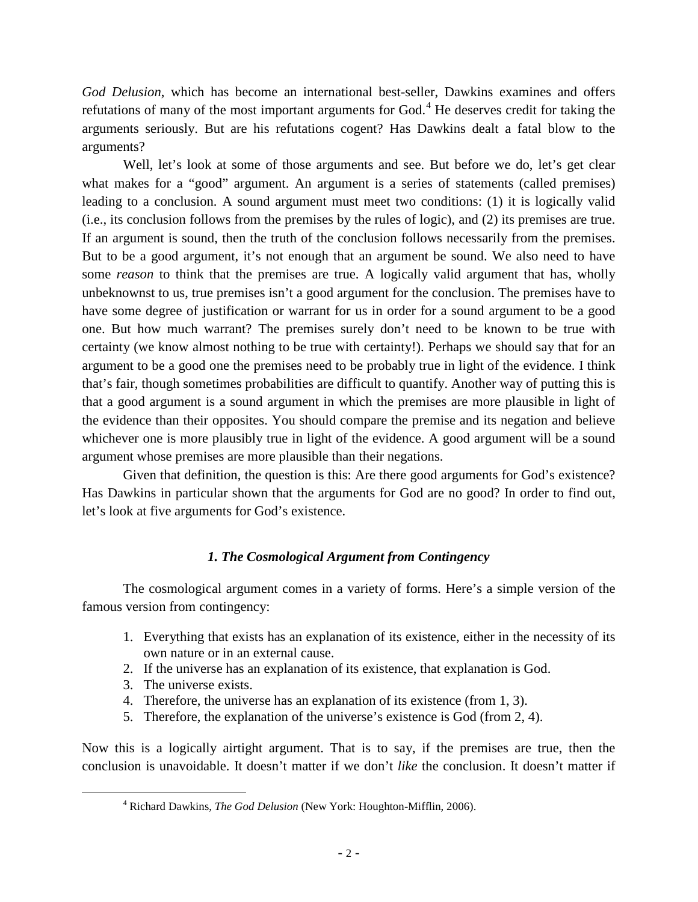*God Delusion*, which has become an international best-seller, Dawkins examines and offers refutations of many of the most important arguments for God.[4] He deserves credit for taking the arguments seriously. But are his refutations cogent? Has Dawkins dealt a fatal blow to the arguments?

Well, let's look at some of those arguments and see. But before we do, let's get clear what makes for a "good" argument. An argument is a series of statements (called premises) leading to a conclusion. A sound argument must meet two conditions: (1) it is logically valid (i.e., its conclusion follows from the premises by the rules of logic), and (2) its premises are true. If an argument is sound, then the truth of the conclusion follows necessarily from the premises. But to be a good argument, it's not enough that an argument be sound. We also need to have some *reason* to think that the premises are true. A logically valid argument that has, wholly unbeknownst to us, true premises isn't a good argument for the conclusion. The premises have to have some degree of justification or warrant for us in order for a sound argument to be a good one. But how much warrant? The premises surely don't need to be known to be true with certainty (we know almost nothing to be true with certainty!). Perhaps we should say that for an argument to be a good one the premises need to be probably true in light of the evidence. I think that's fair, though sometimes probabilities are difficult to quantify. Another way of putting this is that a good argument is a sound argument in which the premises are more plausible in light of the evidence than their opposites. You should compare the premise and its negation and believe whichever one is more plausibly true in light of the evidence. A good argument will be a sound argument whose premises are more plausible than their negations.

Given that definition, the question is this: Are there good arguments for God's existence? Has Dawkins in particular shown that the arguments for God are no good? In order to find out, let's look at five arguments for God's existence.

### *1. The Cosmological Argument from Contingency*

The cosmological argument comes in a variety of forms. Here's a simple version of the famous version from contingency:

1. Everything that exists has an explanation of its existence, either in the necessity of its own nature or in an external cause.
2. If the universe has an explanation of its existence, that explanation is God.
3. The universe exists.
4. Therefore, the universe has an explanation of its existence (from 1, 3).
5. Therefore, the explanation of the universe's existence is God (from 2, 4).

Now this is a logically airtight argument. That is to say, if the premises are true, then the conclusion is unavoidable. It doesn't matter if we don't *like* the conclusion. It doesn't matter if

[4] Richard Dawkins, *The God Delusion* (New York: Houghton-Mifflin, 2006).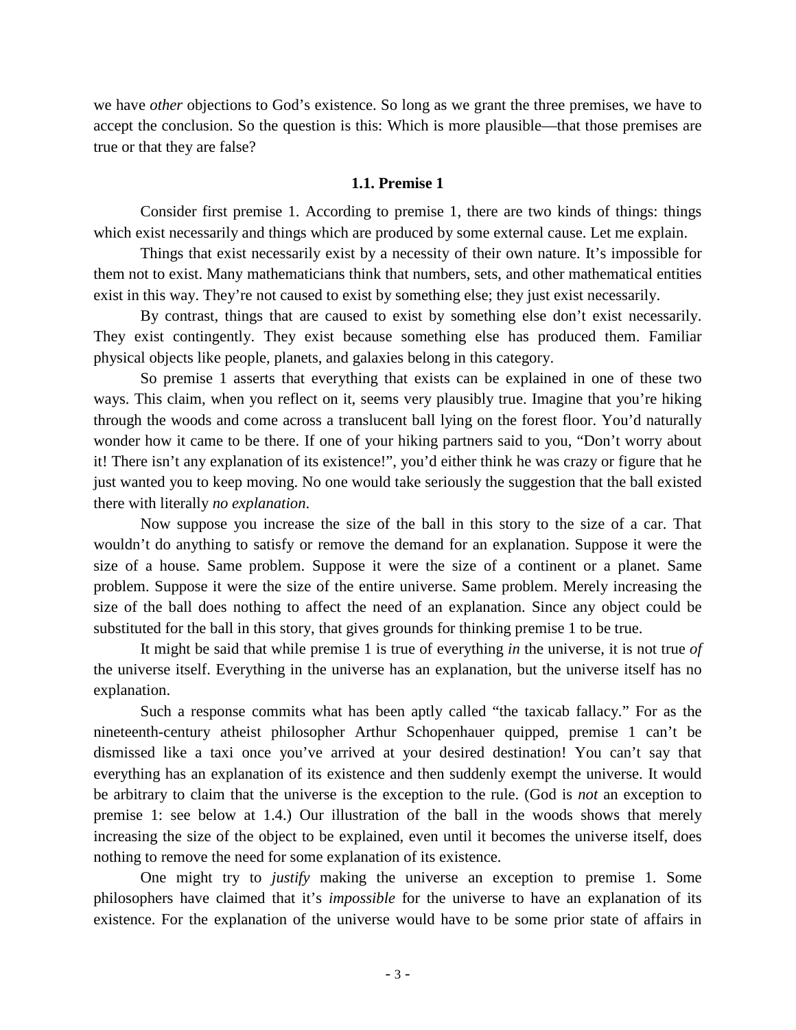we have *other* objections to God's existence. So long as we grant the three premises, we have to accept the conclusion. So the question is this: Which is more plausible—that those premises are true or that they are false?

### 1.1. Premise 1

Consider first premise 1. According to premise 1, there are two kinds of things: things which exist necessarily and things which are produced by some external cause. Let me explain.

Things that exist necessarily exist by a necessity of their own nature. It's impossible for them not to exist. Many mathematicians think that numbers, sets, and other mathematical entities exist in this way. They're not caused to exist by something else; they just exist necessarily.

By contrast, things that are caused to exist by something else don't exist necessarily. They exist contingently. They exist because something else has produced them. Familiar physical objects like people, planets, and galaxies belong in this category.

So premise 1 asserts that everything that exists can be explained in one of these two ways. This claim, when you reflect on it, seems very plausibly true. Imagine that you're hiking through the woods and come across a translucent ball lying on the forest floor. You'd naturally wonder how it came to be there. If one of your hiking partners said to you, "Don't worry about it! There isn't any explanation of its existence!", you'd either think he was crazy or figure that he just wanted you to keep moving. No one would take seriously the suggestion that the ball existed there with literally *no explanation*.

Now suppose you increase the size of the ball in this story to the size of a car. That wouldn't do anything to satisfy or remove the demand for an explanation. Suppose it were the size of a house. Same problem. Suppose it were the size of a continent or a planet. Same problem. Suppose it were the size of the entire universe. Same problem. Merely increasing the size of the ball does nothing to affect the need of an explanation. Since any object could be substituted for the ball in this story, that gives grounds for thinking premise 1 to be true.

It might be said that while premise 1 is true of everything *in* the universe, it is not true *of* the universe itself. Everything in the universe has an explanation, but the universe itself has no explanation.

Such a response commits what has been aptly called "the taxicab fallacy." For as the nineteenth-century atheist philosopher Arthur Schopenhauer quipped, premise 1 can't be dismissed like a taxi once you've arrived at your desired destination! You can't say that everything has an explanation of its existence and then suddenly exempt the universe. It would be arbitrary to claim that the universe is the exception to the rule. (God is *not* an exception to premise 1: see below at 1.4.) Our illustration of the ball in the woods shows that merely increasing the size of the object to be explained, even until it becomes the universe itself, does nothing to remove the need for some explanation of its existence.

One might try to *justify* making the universe an exception to premise 1. Some philosophers have claimed that it's *impossible* for the universe to have an explanation of its existence. For the explanation of the universe would have to be some prior state of affairs in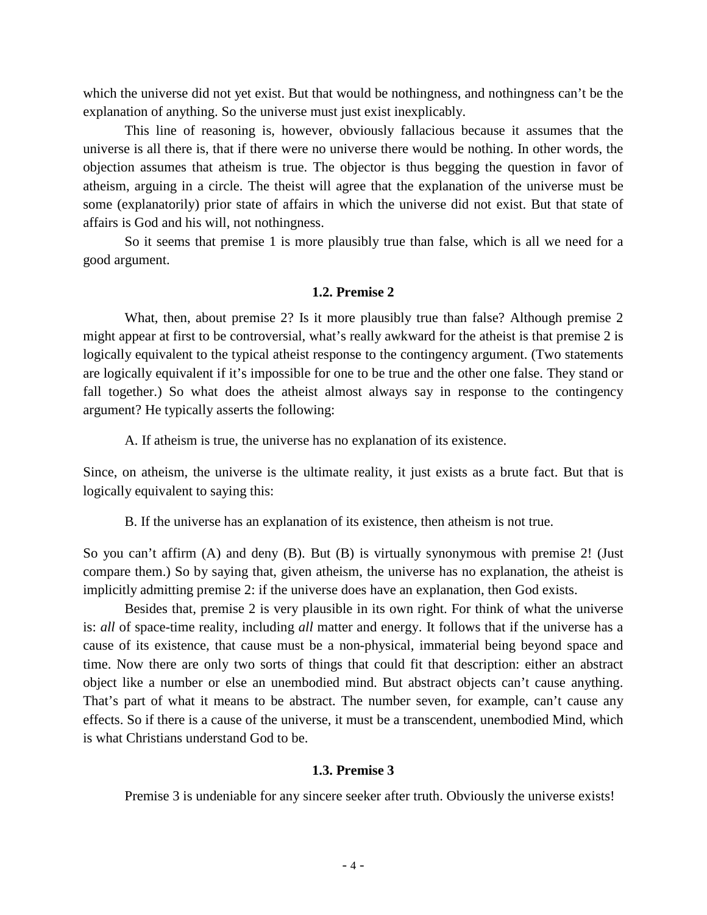which the universe did not yet exist. But that would be nothingness, and nothingness can't be the explanation of anything. So the universe must just exist inexplicably.

This line of reasoning is, however, obviously fallacious because it assumes that the universe is all there is, that if there were no universe there would be nothing. In other words, the objection assumes that atheism is true. The objector is thus begging the question in favor of atheism, arguing in a circle. The theist will agree that the explanation of the universe must be some (explanatorily) prior state of affairs in which the universe did not exist. But that state of affairs is God and his will, not nothingness.

So it seems that premise 1 is more plausibly true than false, which is all we need for a good argument.

### 1.2. Premise 2

What, then, about premise 2? Is it more plausibly true than false? Although premise 2 might appear at first to be controversial, what's really awkward for the atheist is that premise 2 is logically equivalent to the typical atheist response to the contingency argument. (Two statements are logically equivalent if it's impossible for one to be true and the other one false. They stand or fall together.) So what does the atheist almost always say in response to the contingency argument? He typically asserts the following:

A. If atheism is true, the universe has no explanation of its existence.

Since, on atheism, the universe is the ultimate reality, it just exists as a brute fact. But that is logically equivalent to saying this:

B. If the universe has an explanation of its existence, then atheism is not true.

So you can't affirm (A) and deny (B). But (B) is virtually synonymous with premise 2! (Just compare them.) So by saying that, given atheism, the universe has no explanation, the atheist is implicitly admitting premise 2: if the universe does have an explanation, then God exists.

Besides that, premise 2 is very plausible in its own right. For think of what the universe is: *all* of space-time reality, including *all* matter and energy. It follows that if the universe has a cause of its existence, that cause must be a non-physical, immaterial being beyond space and time. Now there are only two sorts of things that could fit that description: either an abstract object like a number or else an unembodied mind. But abstract objects can't cause anything. That's part of what it means to be abstract. The number seven, for example, can't cause any effects. So if there is a cause of the universe, it must be a transcendent, unembodied Mind, which is what Christians understand God to be.

### 1.3. Premise 3

Premise 3 is undeniable for any sincere seeker after truth. Obviously the universe exists!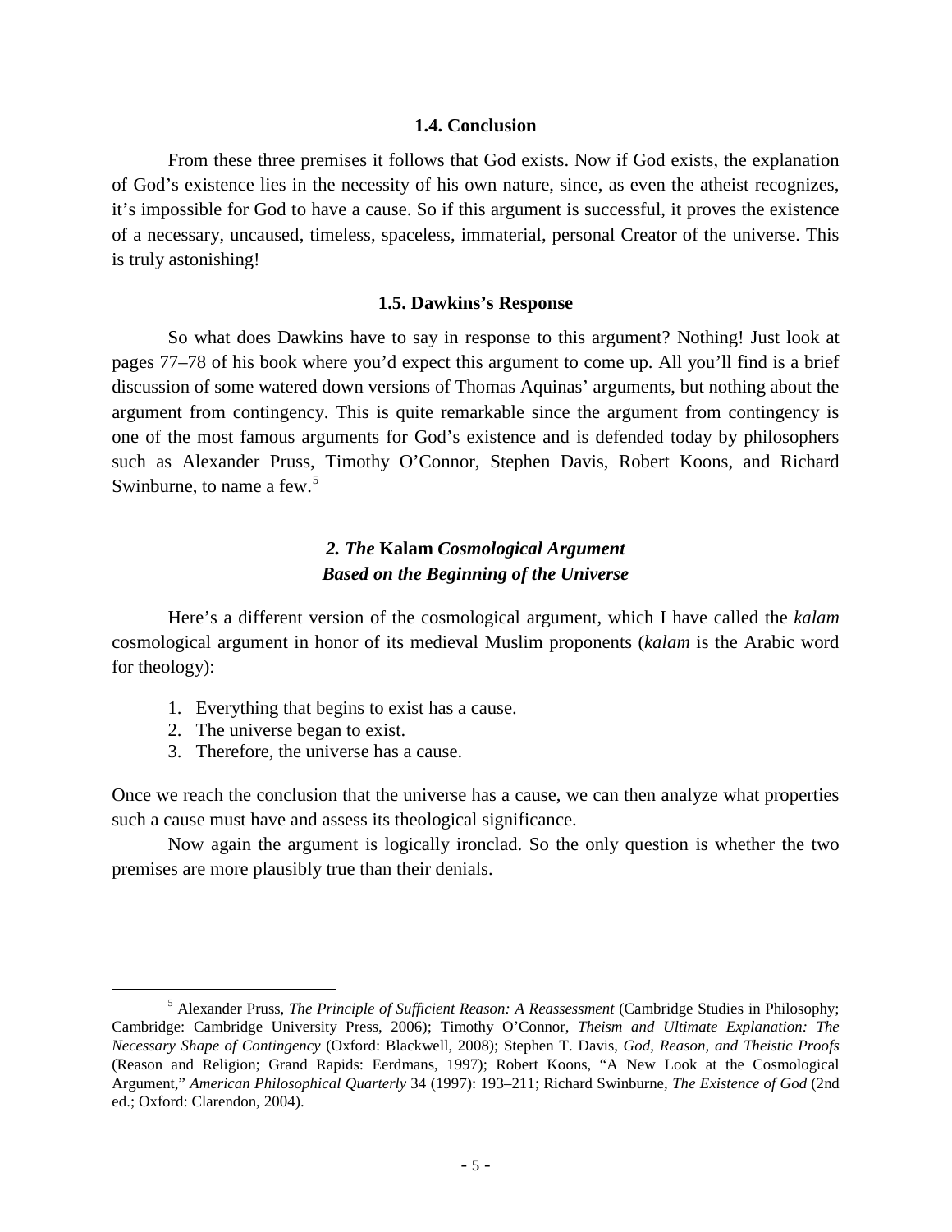### 1.4. Conclusion

From these three premises it follows that God exists. Now if God exists, the explanation of God's existence lies in the necessity of his own nature, since, as even the atheist recognizes, it's impossible for God to have a cause. So if this argument is successful, it proves the existence of a necessary, uncaused, timeless, spaceless, immaterial, personal Creator of the universe. This is truly astonishing!

### 1.5. Dawkins's Response

So what does Dawkins have to say in response to this argument? Nothing! Just look at pages 77–78 of his book where you'd expect this argument to come up. All you'll find is a brief discussion of some watered down versions of Thomas Aquinas' arguments, but nothing about the argument from contingency. This is quite remarkable since the argument from contingency is one of the most famous arguments for God's existence and is defended today by philosophers such as Alexander Pruss, Timothy O'Connor, Stephen Davis, Robert Koons, and Richard Swinburne, to name a few.[5]

## *2. The* **Kalam** *Cosmological Argument Based on the Beginning of the Universe*

Here's a different version of the cosmological argument, which I have called the *kalam* cosmological argument in honor of its medieval Muslim proponents (*kalam* is the Arabic word for theology):

1. Everything that begins to exist has a cause.
2. The universe began to exist.
3. Therefore, the universe has a cause.

Once we reach the conclusion that the universe has a cause, we can then analyze what properties such a cause must have and assess its theological significance.

Now again the argument is logically ironclad. So the only question is whether the two premises are more plausibly true than their denials.

---

[5] Alexander Pruss, *The Principle of Sufficient Reason: A Reassessment* (Cambridge Studies in Philosophy; Cambridge: Cambridge University Press, 2006); Timothy O'Connor, *Theism and Ultimate Explanation: The Necessary Shape of Contingency* (Oxford: Blackwell, 2008); Stephen T. Davis, *God, Reason, and Theistic Proofs* (Reason and Religion; Grand Rapids: Eerdmans, 1997); Robert Koons, "A New Look at the Cosmological Argument," *American Philosophical Quarterly* 34 (1997): 193–211; Richard Swinburne, *The Existence of God* (2nd ed.; Oxford: Clarendon, 2004).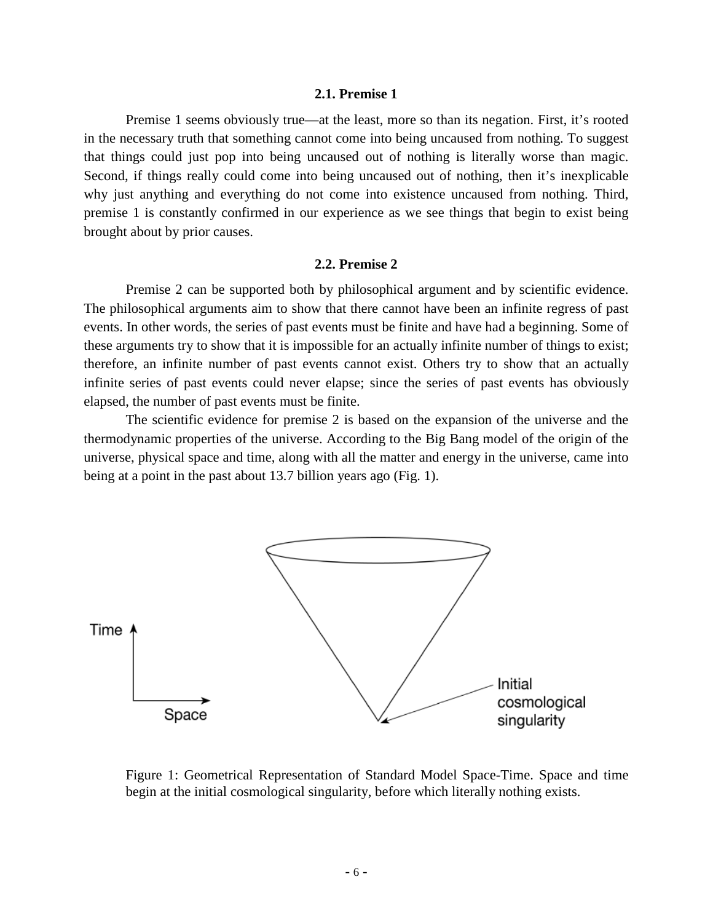### 2.1. Premise 1

Premise 1 seems obviously true—at the least, more so than its negation. First, it's rooted in the necessary truth that something cannot come into being uncaused from nothing. To suggest that things could just pop into being uncaused out of nothing is literally worse than magic. Second, if things really could come into being uncaused out of nothing, then it's inexplicable why just anything and everything do not come into existence uncaused from nothing. Third, premise 1 is constantly confirmed in our experience as we see things that begin to exist being brought about by prior causes.

### 2.2. Premise 2

Premise 2 can be supported both by philosophical argument and by scientific evidence. The philosophical arguments aim to show that there cannot have been an infinite regress of past events. In other words, the series of past events must be finite and have had a beginning. Some of these arguments try to show that it is impossible for an actually infinite number of things to exist; therefore, an infinite number of past events cannot exist. Others try to show that an actually infinite series of past events could never elapse; since the series of past events has obviously elapsed, the number of past events must be finite.

The scientific evidence for premise 2 is based on the expansion of the universe and the thermodynamic properties of the universe. According to the Big Bang model of the origin of the universe, physical space and time, along with all the matter and energy in the universe, came into being at a point in the past about 13.7 billion years ago (Fig. 1).

Time

Space

Initial cosmological singularity

Figure 1: Geometrical Representation of Standard Model Space-Time. Space and time begin at the initial cosmological singularity, before which literally nothing exists.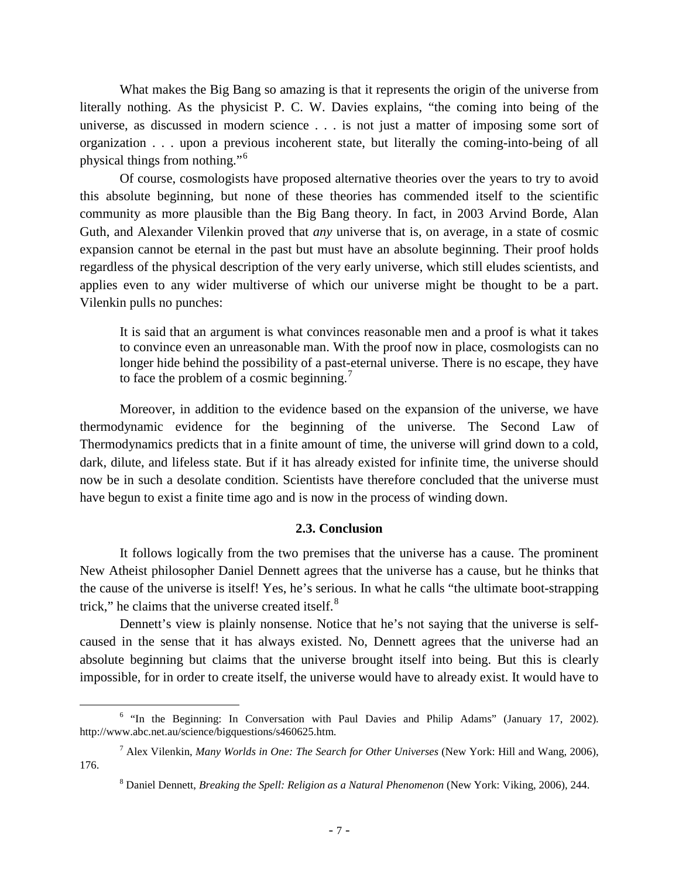What makes the Big Bang so amazing is that it represents the origin of the universe from literally nothing. As the physicist P. C. W. Davies explains, "the coming into being of the universe, as discussed in modern science . . . is not just a matter of imposing some sort of organization . . . upon a previous incoherent state, but literally the coming-into-being of all physical things from nothing."[6]

Of course, cosmologists have proposed alternative theories over the years to try to avoid this absolute beginning, but none of these theories has commended itself to the scientific community as more plausible than the Big Bang theory. In fact, in 2003 Arvind Borde, Alan Guth, and Alexander Vilenkin proved that *any* universe that is, on average, in a state of cosmic expansion cannot be eternal in the past but must have an absolute beginning. Their proof holds regardless of the physical description of the very early universe, which still eludes scientists, and applies even to any wider multiverse of which our universe might be thought to be a part. Vilenkin pulls no punches:

> It is said that an argument is what convinces reasonable men and a proof is what it takes to convince even an unreasonable man. With the proof now in place, cosmologists can no longer hide behind the possibility of a past-eternal universe. There is no escape, they have to face the problem of a cosmic beginning.[7]

Moreover, in addition to the evidence based on the expansion of the universe, we have thermodynamic evidence for the beginning of the universe. The Second Law of Thermodynamics predicts that in a finite amount of time, the universe will grind down to a cold, dark, dilute, and lifeless state. But if it has already existed for infinite time, the universe should now be in such a desolate condition. Scientists have therefore concluded that the universe must have begun to exist a finite time ago and is now in the process of winding down.

### 2.3. Conclusion

It follows logically from the two premises that the universe has a cause. The prominent New Atheist philosopher Daniel Dennett agrees that the universe has a cause, but he thinks that the cause of the universe is itself! Yes, he's serious. In what he calls "the ultimate boot-strapping trick," he claims that the universe created itself.[8]

Dennett's view is plainly nonsense. Notice that he's not saying that the universe is self-caused in the sense that it has always existed. No, Dennett agrees that the universe had an absolute beginning but claims that the universe brought itself into being. But this is clearly impossible, for in order to create itself, the universe would have to already exist. It would have to

---

[6] "In the Beginning: In Conversation with Paul Davies and Philip Adams" (January 17, 2002). http://www.abc.net.au/science/bigquestions/s460625.htm.

[7] Alex Vilenkin, *Many Worlds in One: The Search for Other Universes* (New York: Hill and Wang, 2006), 176.

[8] Daniel Dennett, *Breaking the Spell: Religion as a Natural Phenomenon* (New York: Viking, 2006), 244.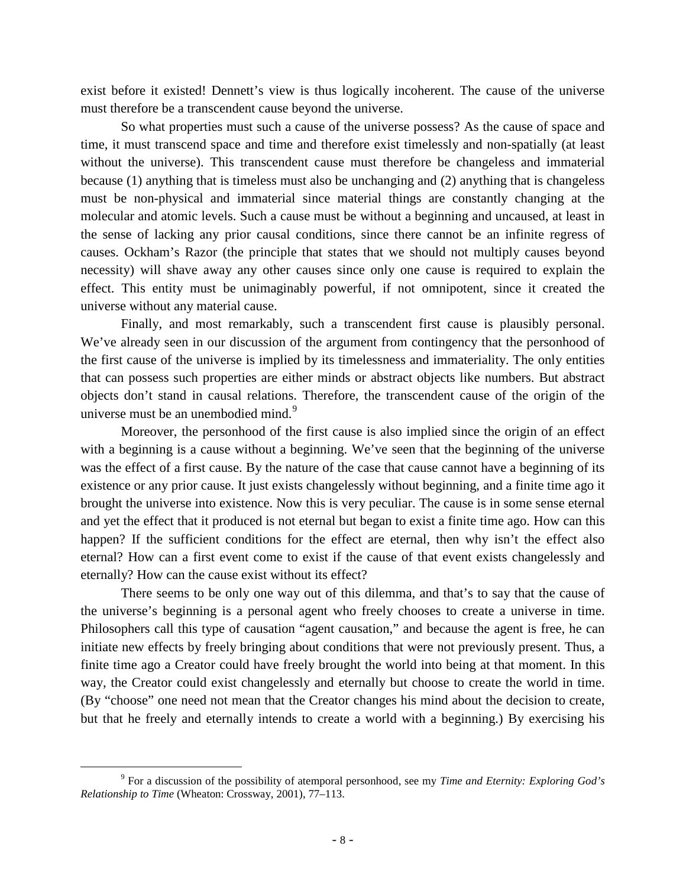exist before it existed! Dennett's view is thus logically incoherent. The cause of the universe must therefore be a transcendent cause beyond the universe.

So what properties must such a cause of the universe possess? As the cause of space and time, it must transcend space and time and therefore exist timelessly and non-spatially (at least without the universe). This transcendent cause must therefore be changeless and immaterial because (1) anything that is timeless must also be unchanging and (2) anything that is changeless must be non-physical and immaterial since material things are constantly changing at the molecular and atomic levels. Such a cause must be without a beginning and uncaused, at least in the sense of lacking any prior causal conditions, since there cannot be an infinite regress of causes. Ockham's Razor (the principle that states that we should not multiply causes beyond necessity) will shave away any other causes since only one cause is required to explain the effect. This entity must be unimaginably powerful, if not omnipotent, since it created the universe without any material cause.

Finally, and most remarkably, such a transcendent first cause is plausibly personal. We've already seen in our discussion of the argument from contingency that the personhood of the first cause of the universe is implied by its timelessness and immateriality. The only entities that can possess such properties are either minds or abstract objects like numbers. But abstract objects don't stand in causal relations. Therefore, the transcendent cause of the origin of the universe must be an unembodied mind.[9]

Moreover, the personhood of the first cause is also implied since the origin of an effect with a beginning is a cause without a beginning. We've seen that the beginning of the universe was the effect of a first cause. By the nature of the case that cause cannot have a beginning of its existence or any prior cause. It just exists changelessly without beginning, and a finite time ago it brought the universe into existence. Now this is very peculiar. The cause is in some sense eternal and yet the effect that it produced is not eternal but began to exist a finite time ago. How can this happen? If the sufficient conditions for the effect are eternal, then why isn't the effect also eternal? How can a first event come to exist if the cause of that event exists changelessly and eternally? How can the cause exist without its effect?

There seems to be only one way out of this dilemma, and that's to say that the cause of the universe's beginning is a personal agent who freely chooses to create a universe in time. Philosophers call this type of causation "agent causation," and because the agent is free, he can initiate new effects by freely bringing about conditions that were not previously present. Thus, a finite time ago a Creator could have freely brought the world into being at that moment. In this way, the Creator could exist changelessly and eternally but choose to create the world in time. (By "choose" one need not mean that the Creator changes his mind about the decision to create, but that he freely and eternally intends to create a world with a beginning.) By exercising his

[9] For a discussion of the possibility of atemporal personhood, see my *Time and Eternity: Exploring God's Relationship to Time* (Wheaton: Crossway, 2001), 77–113.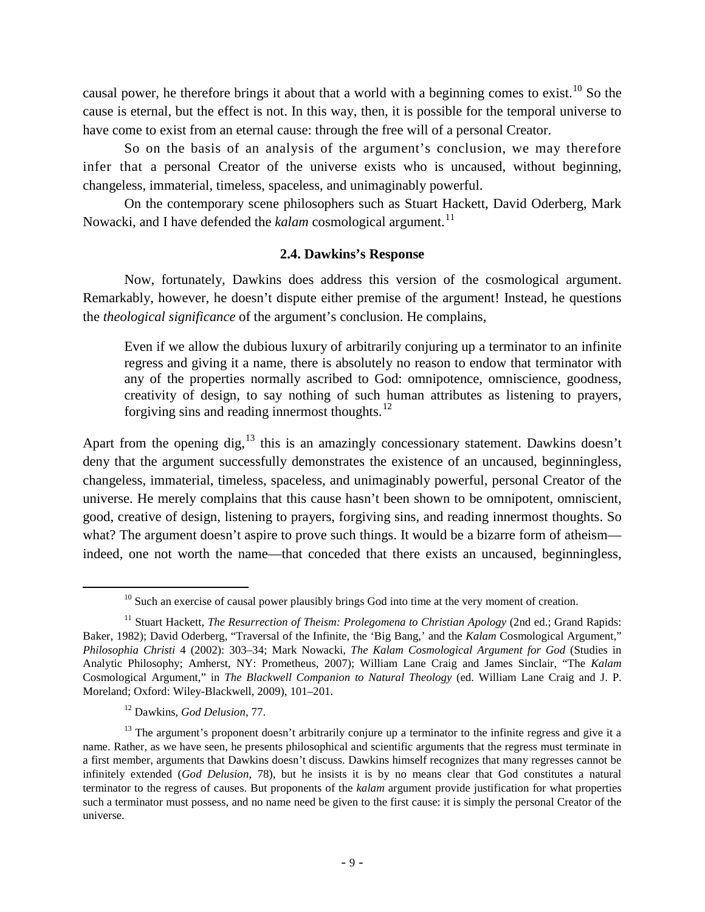causal power, he therefore brings it about that a world with a beginning comes to exist.[10] So the cause is eternal, but the effect is not. In this way, then, it is possible for the temporal universe to have come to exist from an eternal cause: through the free will of a personal Creator.

So on the basis of an analysis of the argument's conclusion, we may therefore infer that a personal Creator of the universe exists who is uncaused, without beginning, changeless, immaterial, timeless, spaceless, and unimaginably powerful.

On the contemporary scene philosophers such as Stuart Hackett, David Oderberg, Mark Nowacki, and I have defended the *kalam* cosmological argument.[11]

### 2.4. Dawkins's Response

Now, fortunately, Dawkins does address this version of the cosmological argument. Remarkably, however, he doesn't dispute either premise of the argument! Instead, he questions the *theological significance* of the argument's conclusion. He complains,

> Even if we allow the dubious luxury of arbitrarily conjuring up a terminator to an infinite regress and giving it a name, there is absolutely no reason to endow that terminator with any of the properties normally ascribed to God: omnipotence, omniscience, goodness, creativity of design, to say nothing of such human attributes as listening to prayers, forgiving sins and reading innermost thoughts.[12]

Apart from the opening dig,[13] this is an amazingly concessionary statement. Dawkins doesn't deny that the argument successfully demonstrates the existence of an uncaused, beginningless, changeless, immaterial, timeless, spaceless, and unimaginably powerful, personal Creator of the universe. He merely complains that this cause hasn't been shown to be omnipotent, omniscient, good, creative of design, listening to prayers, forgiving sins, and reading innermost thoughts. So what? The argument doesn't aspire to prove such things. It would be a bizarre form of atheism—indeed, one not worth the name—that conceded that there exists an uncaused, beginningless,

---

[10] Such an exercise of causal power plausibly brings God into time at the very moment of creation.

[11] Stuart Hackett, *The Resurrection of Theism: Prolegomena to Christian Apology* (2nd ed.; Grand Rapids: Baker, 1982); David Oderberg, "Traversal of the Infinite, the 'Big Bang,' and the *Kalam* Cosmological Argument," *Philosophia Christi* 4 (2002): 303–34; Mark Nowacki, *The Kalam Cosmological Argument for God* (Studies in Analytic Philosophy; Amherst, NY: Prometheus, 2007); William Lane Craig and James Sinclair, "The *Kalam* Cosmological Argument," in *The Blackwell Companion to Natural Theology* (ed. William Lane Craig and J. P. Moreland; Oxford: Wiley-Blackwell, 2009), 101–201.

[12] Dawkins, *God Delusion*, 77.

[13] The argument's proponent doesn't arbitrarily conjure up a terminator to the infinite regress and give it a name. Rather, as we have seen, he presents philosophical and scientific arguments that the regress must terminate in a first member, arguments that Dawkins doesn't discuss. Dawkins himself recognizes that many regresses cannot be infinitely extended (*God Delusion*, 78), but he insists it is by no means clear that God constitutes a natural terminator to the regress of causes. But proponents of the *kalam* argument provide justification for what properties such a terminator must possess, and no name need be given to the first cause: it is simply the personal Creator of the universe.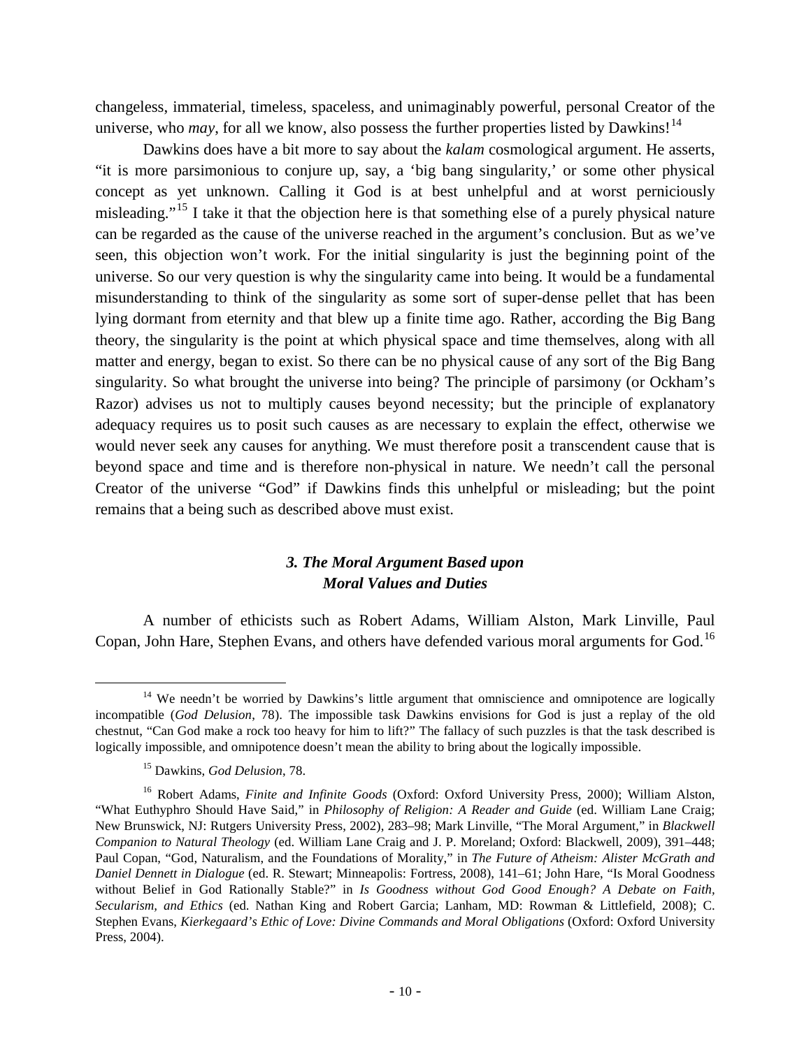changeless, immaterial, timeless, spaceless, and unimaginably powerful, personal Creator of the universe, who *may*, for all we know, also possess the further properties listed by Dawkins![14]

Dawkins does have a bit more to say about the *kalam* cosmological argument. He asserts, "it is more parsimonious to conjure up, say, a 'big bang singularity,' or some other physical concept as yet unknown. Calling it God is at best unhelpful and at worst perniciously misleading."[15] I take it that the objection here is that something else of a purely physical nature can be regarded as the cause of the universe reached in the argument's conclusion. But as we've seen, this objection won't work. For the initial singularity is just the beginning point of the universe. So our very question is why the singularity came into being. It would be a fundamental misunderstanding to think of the singularity as some sort of super-dense pellet that has been lying dormant from eternity and that blew up a finite time ago. Rather, according the Big Bang theory, the singularity is the point at which physical space and time themselves, along with all matter and energy, began to exist. So there can be no physical cause of any sort of the Big Bang singularity. So what brought the universe into being? The principle of parsimony (or Ockham's Razor) advises us not to multiply causes beyond necessity; but the principle of explanatory adequacy requires us to posit such causes as are necessary to explain the effect, otherwise we would never seek any causes for anything. We must therefore posit a transcendent cause that is beyond space and time and is therefore non-physical in nature. We needn't call the personal Creator of the universe "God" if Dawkins finds this unhelpful or misleading; but the point remains that a being such as described above must exist.

### *3. The Moral Argument Based upon Moral Values and Duties*

A number of ethicists such as Robert Adams, William Alston, Mark Linville, Paul Copan, John Hare, Stephen Evans, and others have defended various moral arguments for God.[16]

---

[14] We needn't be worried by Dawkins's little argument that omniscience and omnipotence are logically incompatible (*God Delusion*, 78). The impossible task Dawkins envisions for God is just a replay of the old chestnut, "Can God make a rock too heavy for him to lift?" The fallacy of such puzzles is that the task described is logically impossible, and omnipotence doesn't mean the ability to bring about the logically impossible.

[15] Dawkins, *God Delusion*, 78.

[16] Robert Adams, *Finite and Infinite Goods* (Oxford: Oxford University Press, 2000); William Alston, "What Euthyphro Should Have Said," in *Philosophy of Religion: A Reader and Guide* (ed. William Lane Craig; New Brunswick, NJ: Rutgers University Press, 2002), 283–98; Mark Linville, "The Moral Argument," in *Blackwell Companion to Natural Theology* (ed. William Lane Craig and J. P. Moreland; Oxford: Blackwell, 2009), 391–448; Paul Copan, "God, Naturalism, and the Foundations of Morality," in *The Future of Atheism: Alister McGrath and Daniel Dennett in Dialogue* (ed. R. Stewart; Minneapolis: Fortress, 2008), 141–61; John Hare, "Is Moral Goodness without Belief in God Rationally Stable?" in *Is Goodness without God Good Enough? A Debate on Faith, Secularism, and Ethics* (ed. Nathan King and Robert Garcia; Lanham, MD: Rowman & Littlefield, 2008); C. Stephen Evans, *Kierkegaard's Ethic of Love: Divine Commands and Moral Obligations* (Oxford: Oxford University Press, 2004).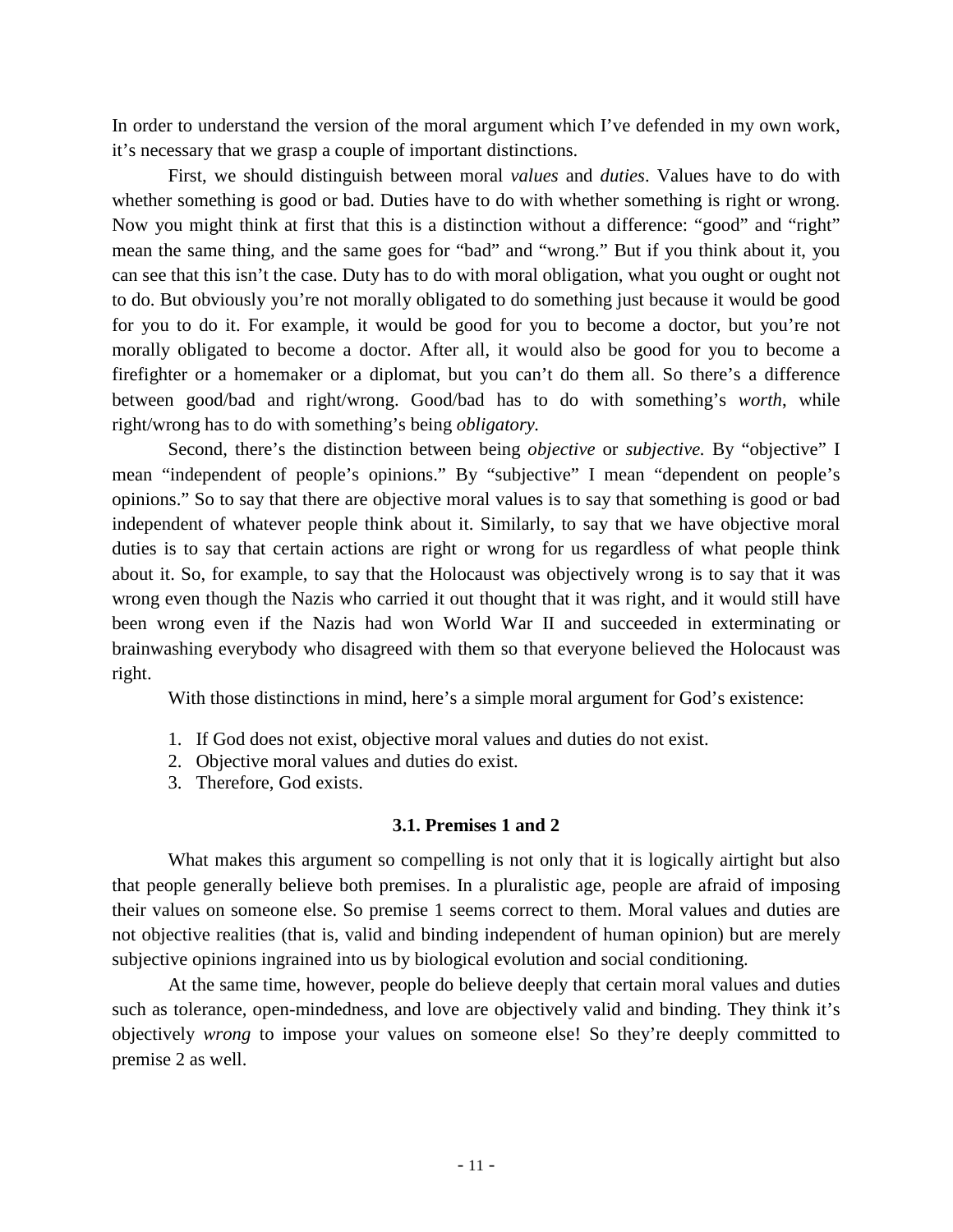In order to understand the version of the moral argument which I've defended in my own work, it's necessary that we grasp a couple of important distinctions.

First, we should distinguish between moral *values* and *duties*. Values have to do with whether something is good or bad. Duties have to do with whether something is right or wrong. Now you might think at first that this is a distinction without a difference: "good" and "right" mean the same thing, and the same goes for "bad" and "wrong." But if you think about it, you can see that this isn't the case. Duty has to do with moral obligation, what you ought or ought not to do. But obviously you're not morally obligated to do something just because it would be good for you to do it. For example, it would be good for you to become a doctor, but you're not morally obligated to become a doctor. After all, it would also be good for you to become a firefighter or a homemaker or a diplomat, but you can't do them all. So there's a difference between good/bad and right/wrong. Good/bad has to do with something's *worth*, while right/wrong has to do with something's being *obligatory.*

Second, there's the distinction between being *objective* or *subjective.* By "objective" I mean "independent of people's opinions." By "subjective" I mean "dependent on people's opinions." So to say that there are objective moral values is to say that something is good or bad independent of whatever people think about it. Similarly, to say that we have objective moral duties is to say that certain actions are right or wrong for us regardless of what people think about it. So, for example, to say that the Holocaust was objectively wrong is to say that it was wrong even though the Nazis who carried it out thought that it was right, and it would still have been wrong even if the Nazis had won World War II and succeeded in exterminating or brainwashing everybody who disagreed with them so that everyone believed the Holocaust was right.

With those distinctions in mind, here's a simple moral argument for God's existence:

1. If God does not exist, objective moral values and duties do not exist.
2. Objective moral values and duties do exist.
3. Therefore, God exists.

### 3.1. Premises 1 and 2

What makes this argument so compelling is not only that it is logically airtight but also that people generally believe both premises. In a pluralistic age, people are afraid of imposing their values on someone else. So premise 1 seems correct to them. Moral values and duties are not objective realities (that is, valid and binding independent of human opinion) but are merely subjective opinions ingrained into us by biological evolution and social conditioning.

At the same time, however, people do believe deeply that certain moral values and duties such as tolerance, open-mindedness, and love are objectively valid and binding. They think it's objectively *wrong* to impose your values on someone else! So they're deeply committed to premise 2 as well.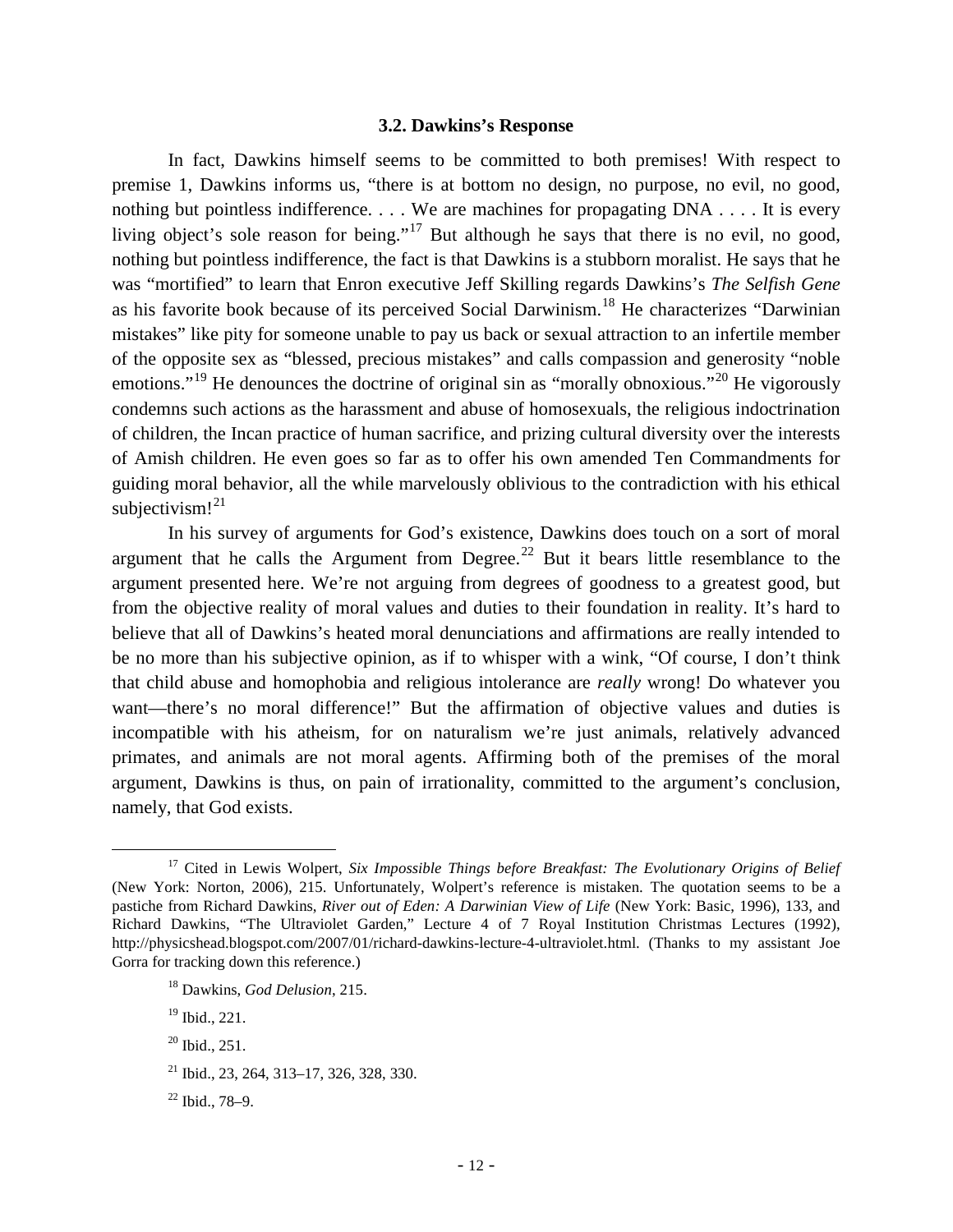### 3.2. Dawkins's Response

In fact, Dawkins himself seems to be committed to both premises! With respect to premise 1, Dawkins informs us, "there is at bottom no design, no purpose, no evil, no good, nothing but pointless indifference. . . . We are machines for propagating DNA . . . . It is every living object's sole reason for being."[17] But although he says that there is no evil, no good, nothing but pointless indifference, the fact is that Dawkins is a stubborn moralist. He says that he was "mortified" to learn that Enron executive Jeff Skilling regards Dawkins's *The Selfish Gene* as his favorite book because of its perceived Social Darwinism.[18] He characterizes "Darwinian mistakes" like pity for someone unable to pay us back or sexual attraction to an infertile member of the opposite sex as "blessed, precious mistakes" and calls compassion and generosity "noble emotions."[19] He denounces the doctrine of original sin as "morally obnoxious."[20] He vigorously condemns such actions as the harassment and abuse of homosexuals, the religious indoctrination of children, the Incan practice of human sacrifice, and prizing cultural diversity over the interests of Amish children. He even goes so far as to offer his own amended Ten Commandments for guiding moral behavior, all the while marvelously oblivious to the contradiction with his ethical subjectivism![21]

In his survey of arguments for God's existence, Dawkins does touch on a sort of moral argument that he calls the Argument from Degree.[22] But it bears little resemblance to the argument presented here. We're not arguing from degrees of goodness to a greatest good, but from the objective reality of moral values and duties to their foundation in reality. It's hard to believe that all of Dawkins's heated moral denunciations and affirmations are really intended to be no more than his subjective opinion, as if to whisper with a wink, "Of course, I don't think that child abuse and homophobia and religious intolerance are *really* wrong! Do whatever you want—there's no moral difference!" But the affirmation of objective values and duties is incompatible with his atheism, for on naturalism we're just animals, relatively advanced primates, and animals are not moral agents. Affirming both of the premises of the moral argument, Dawkins is thus, on pain of irrationality, committed to the argument's conclusion, namely, that God exists.

---

[17] Cited in Lewis Wolpert, *Six Impossible Things before Breakfast: The Evolutionary Origins of Belief* (New York: Norton, 2006), 215. Unfortunately, Wolpert's reference is mistaken. The quotation seems to be a pastiche from Richard Dawkins, *River out of Eden: A Darwinian View of Life* (New York: Basic, 1996), 133, and Richard Dawkins, "The Ultraviolet Garden," Lecture 4 of 7 Royal Institution Christmas Lectures (1992), http://physicshead.blogspot.com/2007/01/richard-dawkins-lecture-4-ultraviolet.html. (Thanks to my assistant Joe Gorra for tracking down this reference.)

[18] Dawkins, *God Delusion*, 215.

[19] Ibid., 221.

[20] Ibid., 251.

[21] Ibid., 23, 264, 313–17, 326, 328, 330.

[22] Ibid., 78–9.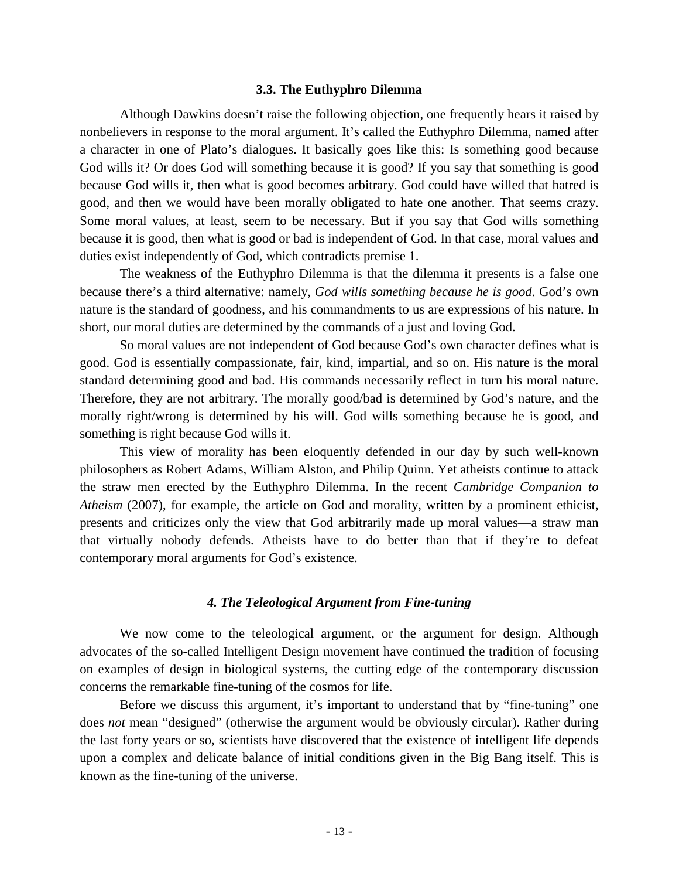### 3.3. The Euthyphro Dilemma

Although Dawkins doesn't raise the following objection, one frequently hears it raised by nonbelievers in response to the moral argument. It's called the Euthyphro Dilemma, named after a character in one of Plato's dialogues. It basically goes like this: Is something good because God wills it? Or does God will something because it is good? If you say that something is good because God wills it, then what is good becomes arbitrary. God could have willed that hatred is good, and then we would have been morally obligated to hate one another. That seems crazy. Some moral values, at least, seem to be necessary. But if you say that God wills something because it is good, then what is good or bad is independent of God. In that case, moral values and duties exist independently of God, which contradicts premise 1.

The weakness of the Euthyphro Dilemma is that the dilemma it presents is a false one because there's a third alternative: namely, *God wills something because he is good*. God's own nature is the standard of goodness, and his commandments to us are expressions of his nature. In short, our moral duties are determined by the commands of a just and loving God.

So moral values are not independent of God because God's own character defines what is good. God is essentially compassionate, fair, kind, impartial, and so on. His nature is the moral standard determining good and bad. His commands necessarily reflect in turn his moral nature. Therefore, they are not arbitrary. The morally good/bad is determined by God's nature, and the morally right/wrong is determined by his will. God wills something because he is good, and something is right because God wills it.

This view of morality has been eloquently defended in our day by such well-known philosophers as Robert Adams, William Alston, and Philip Quinn. Yet atheists continue to attack the straw men erected by the Euthyphro Dilemma. In the recent *Cambridge Companion to Atheism* (2007), for example, the article on God and morality, written by a prominent ethicist, presents and criticizes only the view that God arbitrarily made up moral values—a straw man that virtually nobody defends. Atheists have to do better than that if they're to defeat contemporary moral arguments for God's existence.

## *4. The Teleological Argument from Fine-tuning*

We now come to the teleological argument, or the argument for design. Although advocates of the so-called Intelligent Design movement have continued the tradition of focusing on examples of design in biological systems, the cutting edge of the contemporary discussion concerns the remarkable fine-tuning of the cosmos for life.

Before we discuss this argument, it's important to understand that by "fine-tuning" one does *not* mean "designed" (otherwise the argument would be obviously circular). Rather during the last forty years or so, scientists have discovered that the existence of intelligent life depends upon a complex and delicate balance of initial conditions given in the Big Bang itself. This is known as the fine-tuning of the universe.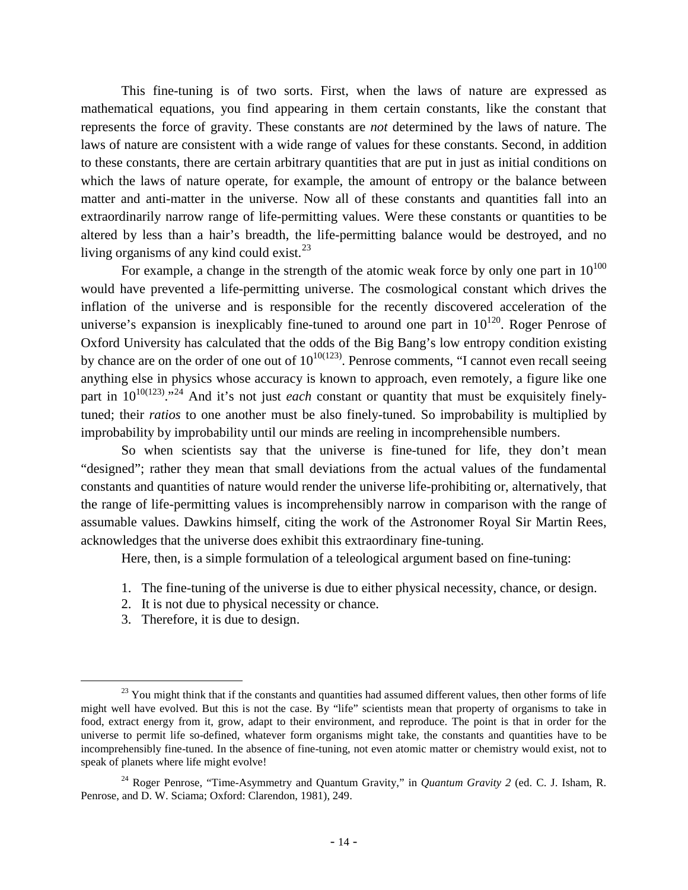This fine-tuning is of two sorts. First, when the laws of nature are expressed as mathematical equations, you find appearing in them certain constants, like the constant that represents the force of gravity. These constants are *not* determined by the laws of nature. The laws of nature are consistent with a wide range of values for these constants. Second, in addition to these constants, there are certain arbitrary quantities that are put in just as initial conditions on which the laws of nature operate, for example, the amount of entropy or the balance between matter and anti-matter in the universe. Now all of these constants and quantities fall into an extraordinarily narrow range of life-permitting values. Were these constants or quantities to be altered by less than a hair's breadth, the life-permitting balance would be destroyed, and no living organisms of any kind could exist.[23]

For example, a change in the strength of the atomic weak force by only one part in $10^{100}$ would have prevented a life-permitting universe. The cosmological constant which drives the inflation of the universe and is responsible for the recently discovered acceleration of the universe's expansion is inexplicably fine-tuned to around one part in $10^{120}$. Roger Penrose of Oxford University has calculated that the odds of the Big Bang's low entropy condition existing by chance are on the order of one out of $10^{10(123)}$. Penrose comments, "I cannot even recall seeing anything else in physics whose accuracy is known to approach, even remotely, a figure like one part in $10^{10(123)}$."[24] And it's not just *each* constant or quantity that must be exquisitely finely-tuned; their *ratios* to one another must be also finely-tuned. So improbability is multiplied by improbability by improbability until our minds are reeling in incomprehensible numbers.

So when scientists say that the universe is fine-tuned for life, they don't mean "designed"; rather they mean that small deviations from the actual values of the fundamental constants and quantities of nature would render the universe life-prohibiting or, alternatively, that the range of life-permitting values is incomprehensibly narrow in comparison with the range of assumable values. Dawkins himself, citing the work of the Astronomer Royal Sir Martin Rees, acknowledges that the universe does exhibit this extraordinary fine-tuning.

Here, then, is a simple formulation of a teleological argument based on fine-tuning:

1. The fine-tuning of the universe is due to either physical necessity, chance, or design.
2. It is not due to physical necessity or chance.
3. Therefore, it is due to design.

---

[23] You might think that if the constants and quantities had assumed different values, then other forms of life might well have evolved. But this is not the case. By "life" scientists mean that property of organisms to take in food, extract energy from it, grow, adapt to their environment, and reproduce. The point is that in order for the universe to permit life so-defined, whatever form organisms might take, the constants and quantities have to be incomprehensibly fine-tuned. In the absence of fine-tuning, not even atomic matter or chemistry would exist, not to speak of planets where life might evolve!

[24] Roger Penrose, "Time-Asymmetry and Quantum Gravity," in *Quantum Gravity 2* (ed. C. J. Isham, R. Penrose, and D. W. Sciama; Oxford: Clarendon, 1981), 249.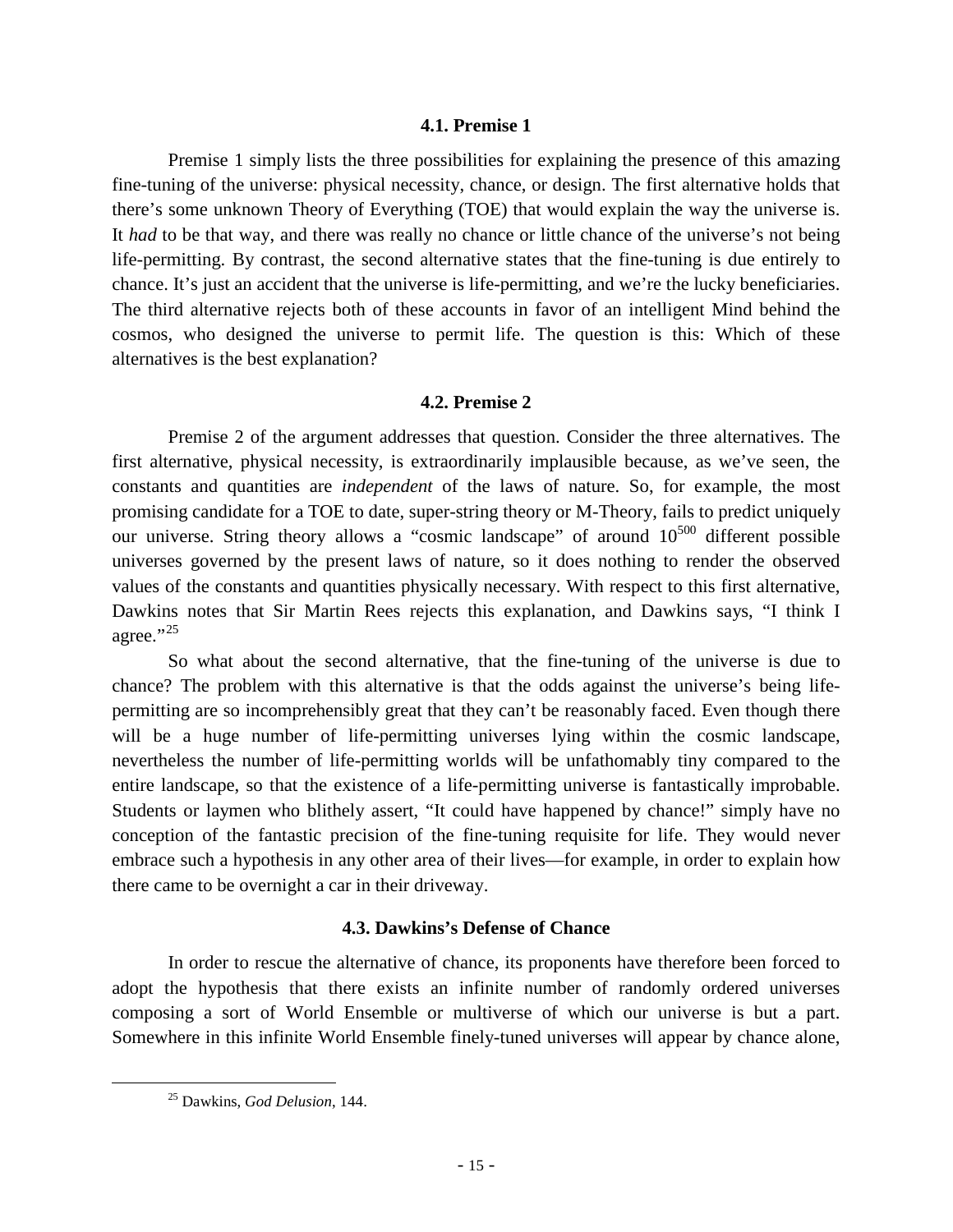### 4.1. Premise 1

Premise 1 simply lists the three possibilities for explaining the presence of this amazing fine-tuning of the universe: physical necessity, chance, or design. The first alternative holds that there's some unknown Theory of Everything (TOE) that would explain the way the universe is. It *had* to be that way, and there was really no chance or little chance of the universe's not being life-permitting. By contrast, the second alternative states that the fine-tuning is due entirely to chance. It's just an accident that the universe is life-permitting, and we're the lucky beneficiaries. The third alternative rejects both of these accounts in favor of an intelligent Mind behind the cosmos, who designed the universe to permit life. The question is this: Which of these alternatives is the best explanation?

### 4.2. Premise 2

Premise 2 of the argument addresses that question. Consider the three alternatives. The first alternative, physical necessity, is extraordinarily implausible because, as we've seen, the constants and quantities are *independent* of the laws of nature. So, for example, the most promising candidate for a TOE to date, super-string theory or M-Theory, fails to predict uniquely our universe. String theory allows a "cosmic landscape" of around $10^{500}$ different possible universes governed by the present laws of nature, so it does nothing to render the observed values of the constants and quantities physically necessary. With respect to this first alternative, Dawkins notes that Sir Martin Rees rejects this explanation, and Dawkins says, "I think I agree."[25]

So what about the second alternative, that the fine-tuning of the universe is due to chance? The problem with this alternative is that the odds against the universe's being life-permitting are so incomprehensibly great that they can't be reasonably faced. Even though there will be a huge number of life-permitting universes lying within the cosmic landscape, nevertheless the number of life-permitting worlds will be unfathomably tiny compared to the entire landscape, so that the existence of a life-permitting universe is fantastically improbable. Students or laymen who blithely assert, "It could have happened by chance!" simply have no conception of the fantastic precision of the fine-tuning requisite for life. They would never embrace such a hypothesis in any other area of their lives—for example, in order to explain how there came to be overnight a car in their driveway.

### 4.3. Dawkins's Defense of Chance

In order to rescue the alternative of chance, its proponents have therefore been forced to adopt the hypothesis that there exists an infinite number of randomly ordered universes composing a sort of World Ensemble or multiverse of which our universe is but a part. Somewhere in this infinite World Ensemble finely-tuned universes will appear by chance alone,

---

[25] Dawkins, *God Delusion*, 144.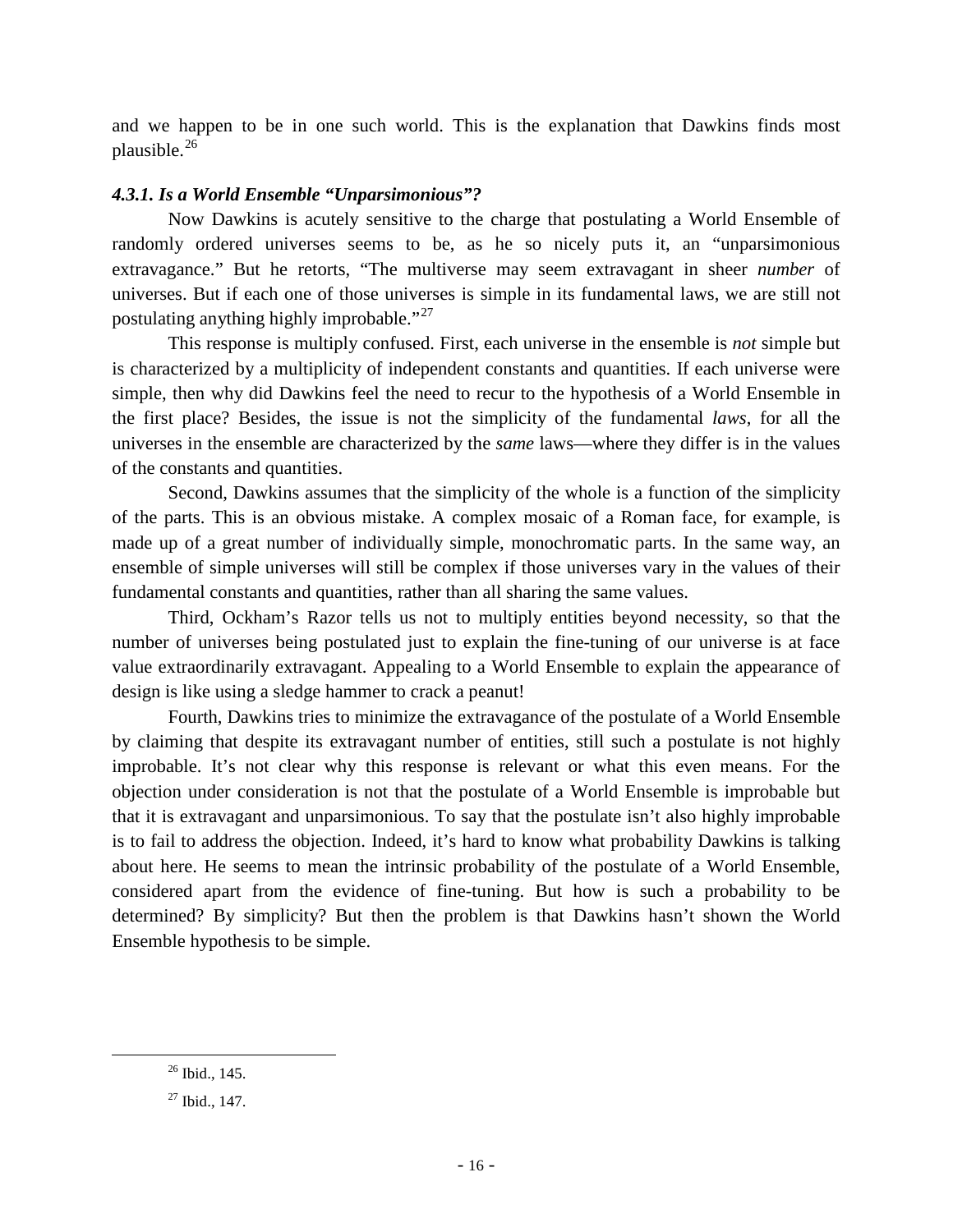and we happen to be in one such world. This is the explanation that Dawkins finds most plausible.[26]

#### *4.3.1. Is a World Ensemble "Unparsimonious"?*

Now Dawkins is acutely sensitive to the charge that postulating a World Ensemble of randomly ordered universes seems to be, as he so nicely puts it, an "unparsimonious extravagance." But he retorts, "The multiverse may seem extravagant in sheer *number* of universes. But if each one of those universes is simple in its fundamental laws, we are still not postulating anything highly improbable."[27]

This response is multiply confused. First, each universe in the ensemble is *not* simple but is characterized by a multiplicity of independent constants and quantities. If each universe were simple, then why did Dawkins feel the need to recur to the hypothesis of a World Ensemble in the first place? Besides, the issue is not the simplicity of the fundamental *laws*, for all the universes in the ensemble are characterized by the *same* laws—where they differ is in the values of the constants and quantities.

Second, Dawkins assumes that the simplicity of the whole is a function of the simplicity of the parts. This is an obvious mistake. A complex mosaic of a Roman face, for example, is made up of a great number of individually simple, monochromatic parts. In the same way, an ensemble of simple universes will still be complex if those universes vary in the values of their fundamental constants and quantities, rather than all sharing the same values.

Third, Ockham's Razor tells us not to multiply entities beyond necessity, so that the number of universes being postulated just to explain the fine-tuning of our universe is at face value extraordinarily extravagant. Appealing to a World Ensemble to explain the appearance of design is like using a sledge hammer to crack a peanut!

Fourth, Dawkins tries to minimize the extravagance of the postulate of a World Ensemble by claiming that despite its extravagant number of entities, still such a postulate is not highly improbable. It's not clear why this response is relevant or what this even means. For the objection under consideration is not that the postulate of a World Ensemble is improbable but that it is extravagant and unparsimonious. To say that the postulate isn't also highly improbable is to fail to address the objection. Indeed, it's hard to know what probability Dawkins is talking about here. He seems to mean the intrinsic probability of the postulate of a World Ensemble, considered apart from the evidence of fine-tuning. But how is such a probability to be determined? By simplicity? But then the problem is that Dawkins hasn't shown the World Ensemble hypothesis to be simple.

---

[26] Ibid., 145.

[27] Ibid., 147.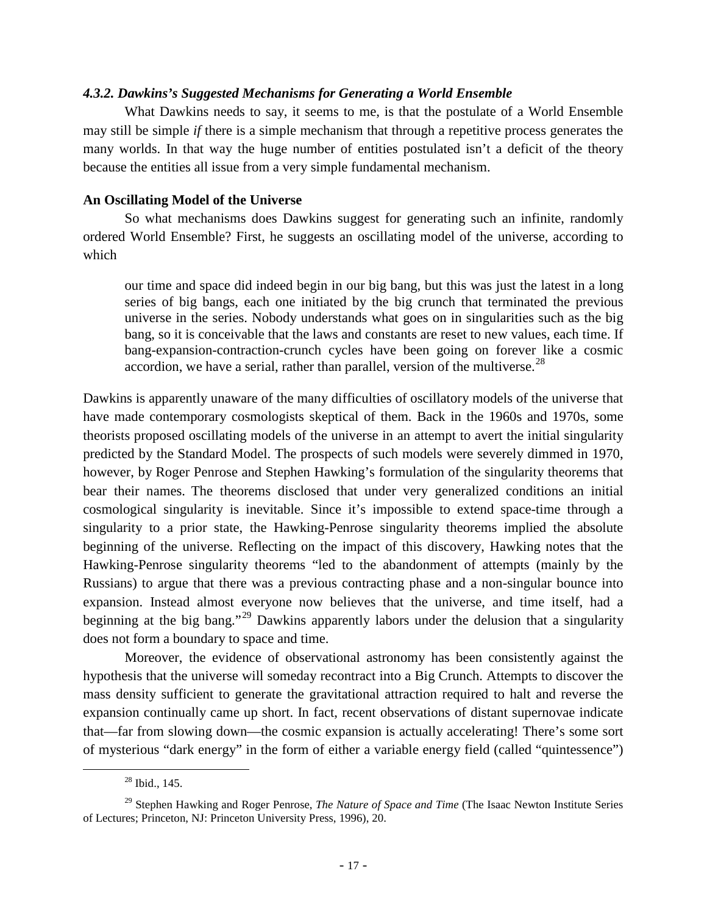### *4.3.2. Dawkins's Suggested Mechanisms for Generating a World Ensemble*

What Dawkins needs to say, it seems to me, is that the postulate of a World Ensemble may still be simple *if* there is a simple mechanism that through a repetitive process generates the many worlds. In that way the huge number of entities postulated isn't a deficit of the theory because the entities all issue from a very simple fundamental mechanism.

**An Oscillating Model of the Universe**

So what mechanisms does Dawkins suggest for generating such an infinite, randomly ordered World Ensemble? First, he suggests an oscillating model of the universe, according to which

> our time and space did indeed begin in our big bang, but this was just the latest in a long series of big bangs, each one initiated by the big crunch that terminated the previous universe in the series. Nobody understands what goes on in singularities such as the big bang, so it is conceivable that the laws and constants are reset to new values, each time. If bang-expansion-contraction-crunch cycles have been going on forever like a cosmic accordion, we have a serial, rather than parallel, version of the multiverse.[28]

Dawkins is apparently unaware of the many difficulties of oscillatory models of the universe that have made contemporary cosmologists skeptical of them. Back in the 1960s and 1970s, some theorists proposed oscillating models of the universe in an attempt to avert the initial singularity predicted by the Standard Model. The prospects of such models were severely dimmed in 1970, however, by Roger Penrose and Stephen Hawking's formulation of the singularity theorems that bear their names. The theorems disclosed that under very generalized conditions an initial cosmological singularity is inevitable. Since it's impossible to extend space-time through a singularity to a prior state, the Hawking-Penrose singularity theorems implied the absolute beginning of the universe. Reflecting on the impact of this discovery, Hawking notes that the Hawking-Penrose singularity theorems "led to the abandonment of attempts (mainly by the Russians) to argue that there was a previous contracting phase and a non-singular bounce into expansion. Instead almost everyone now believes that the universe, and time itself, had a beginning at the big bang."[29] Dawkins apparently labors under the delusion that a singularity does not form a boundary to space and time.

Moreover, the evidence of observational astronomy has been consistently against the hypothesis that the universe will someday recontract into a Big Crunch. Attempts to discover the mass density sufficient to generate the gravitational attraction required to halt and reverse the expansion continually came up short. In fact, recent observations of distant supernovae indicate that—far from slowing down—the cosmic expansion is actually accelerating! There's some sort of mysterious "dark energy" in the form of either a variable energy field (called "quintessence")

---

[28] Ibid., 145.

[29] Stephen Hawking and Roger Penrose, *The Nature of Space and Time* (The Isaac Newton Institute Series of Lectures; Princeton, NJ: Princeton University Press, 1996), 20.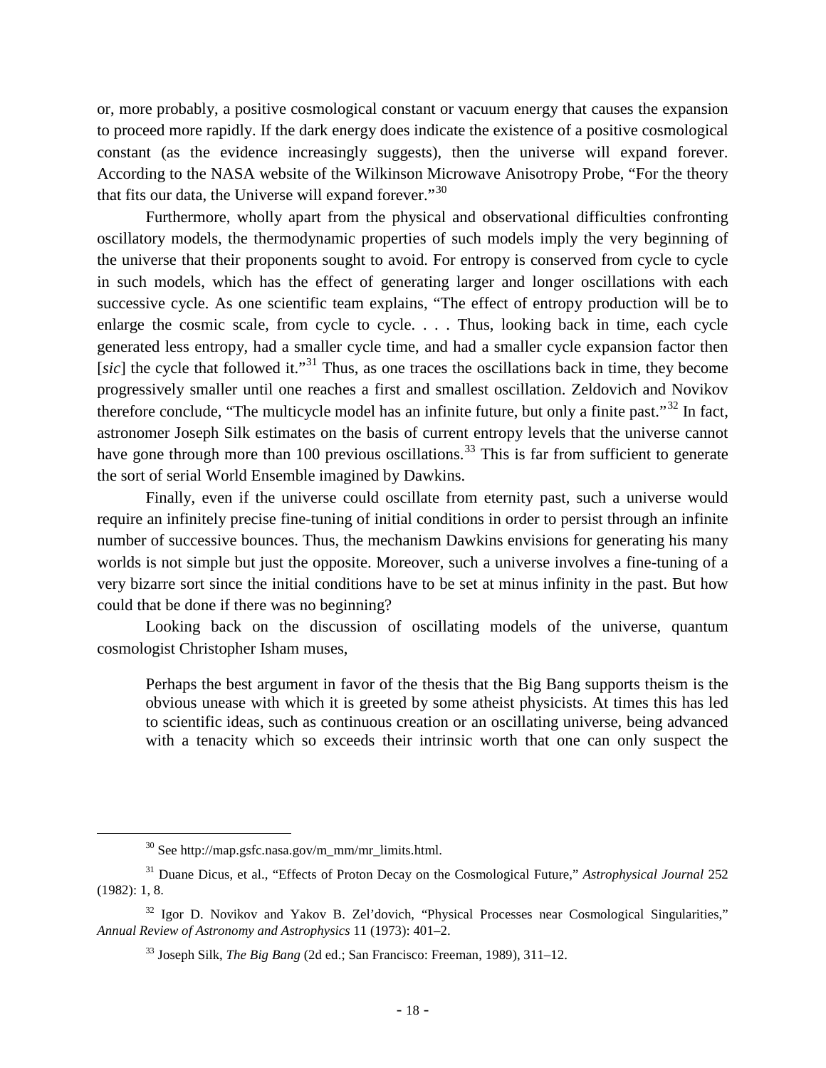or, more probably, a positive cosmological constant or vacuum energy that causes the expansion to proceed more rapidly. If the dark energy does indicate the existence of a positive cosmological constant (as the evidence increasingly suggests), then the universe will expand forever. According to the NASA website of the Wilkinson Microwave Anisotropy Probe, "For the theory that fits our data, the Universe will expand forever."[30]

Furthermore, wholly apart from the physical and observational difficulties confronting oscillatory models, the thermodynamic properties of such models imply the very beginning of the universe that their proponents sought to avoid. For entropy is conserved from cycle to cycle in such models, which has the effect of generating larger and longer oscillations with each successive cycle. As one scientific team explains, "The effect of entropy production will be to enlarge the cosmic scale, from cycle to cycle. . . . Thus, looking back in time, each cycle generated less entropy, had a smaller cycle time, and had a smaller cycle expansion factor then [*sic*] the cycle that followed it."[31] Thus, as one traces the oscillations back in time, they become progressively smaller until one reaches a first and smallest oscillation. Zeldovich and Novikov therefore conclude, "The multicycle model has an infinite future, but only a finite past."[32] In fact, astronomer Joseph Silk estimates on the basis of current entropy levels that the universe cannot have gone through more than 100 previous oscillations.[33] This is far from sufficient to generate the sort of serial World Ensemble imagined by Dawkins.

Finally, even if the universe could oscillate from eternity past, such a universe would require an infinitely precise fine-tuning of initial conditions in order to persist through an infinite number of successive bounces. Thus, the mechanism Dawkins envisions for generating his many worlds is not simple but just the opposite. Moreover, such a universe involves a fine-tuning of a very bizarre sort since the initial conditions have to be set at minus infinity in the past. But how could that be done if there was no beginning?

Looking back on the discussion of oscillating models of the universe, quantum cosmologist Christopher Isham muses,

> Perhaps the best argument in favor of the thesis that the Big Bang supports theism is the obvious unease with which it is greeted by some atheist physicists. At times this has led to scientific ideas, such as continuous creation or an oscillating universe, being advanced with a tenacity which so exceeds their intrinsic worth that one can only suspect the

---

[30] See http://map.gsfc.nasa.gov/m_mm/mr_limits.html.

[31] Duane Dicus, et al., "Effects of Proton Decay on the Cosmological Future," *Astrophysical Journal* 252 (1982): 1, 8.

[32] Igor D. Novikov and Yakov B. Zel'dovich, "Physical Processes near Cosmological Singularities," *Annual Review of Astronomy and Astrophysics* 11 (1973): 401–2.

[33] Joseph Silk, *The Big Bang* (2d ed.; San Francisco: Freeman, 1989), 311–12.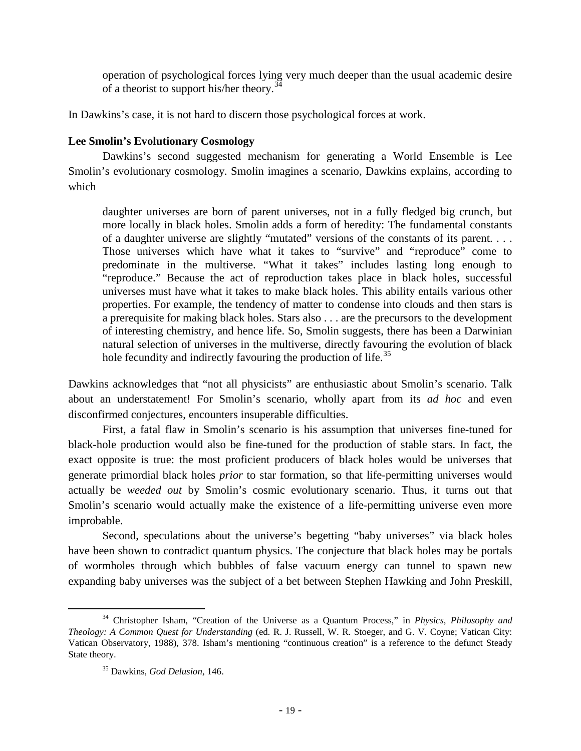> operation of psychological forces lying very much deeper than the usual academic desire of a theorist to support his/her theory.[34]

In Dawkins's case, it is not hard to discern those psychological forces at work.

**Lee Smolin's Evolutionary Cosmology**

Dawkins's second suggested mechanism for generating a World Ensemble is Lee Smolin's evolutionary cosmology. Smolin imagines a scenario, Dawkins explains, according to which

> daughter universes are born of parent universes, not in a fully fledged big crunch, but more locally in black holes. Smolin adds a form of heredity: The fundamental constants of a daughter universe are slightly "mutated" versions of the constants of its parent. . . . Those universes which have what it takes to "survive" and "reproduce" come to predominate in the multiverse. "What it takes" includes lasting long enough to "reproduce." Because the act of reproduction takes place in black holes, successful universes must have what it takes to make black holes. This ability entails various other properties. For example, the tendency of matter to condense into clouds and then stars is a prerequisite for making black holes. Stars also . . . are the precursors to the development of interesting chemistry, and hence life. So, Smolin suggests, there has been a Darwinian natural selection of universes in the multiverse, directly favouring the evolution of black hole fecundity and indirectly favouring the production of life.[35]

Dawkins acknowledges that "not all physicists" are enthusiastic about Smolin's scenario. Talk about an understatement! For Smolin's scenario, wholly apart from its *ad hoc* and even disconfirmed conjectures, encounters insuperable difficulties.

First, a fatal flaw in Smolin's scenario is his assumption that universes fine-tuned for black-hole production would also be fine-tuned for the production of stable stars. In fact, the exact opposite is true: the most proficient producers of black holes would be universes that generate primordial black holes *prior* to star formation, so that life-permitting universes would actually be *weeded out* by Smolin's cosmic evolutionary scenario. Thus, it turns out that Smolin's scenario would actually make the existence of a life-permitting universe even more improbable.

Second, speculations about the universe's begetting "baby universes" via black holes have been shown to contradict quantum physics. The conjecture that black holes may be portals of wormholes through which bubbles of false vacuum energy can tunnel to spawn new expanding baby universes was the subject of a bet between Stephen Hawking and John Preskill,

---

[34] Christopher Isham, "Creation of the Universe as a Quantum Process," in *Physics, Philosophy and Theology: A Common Quest for Understanding* (ed. R. J. Russell, W. R. Stoeger, and G. V. Coyne; Vatican City: Vatican Observatory, 1988), 378. Isham's mentioning "continuous creation" is a reference to the defunct Steady State theory.

[35] Dawkins, *God Delusion*, 146.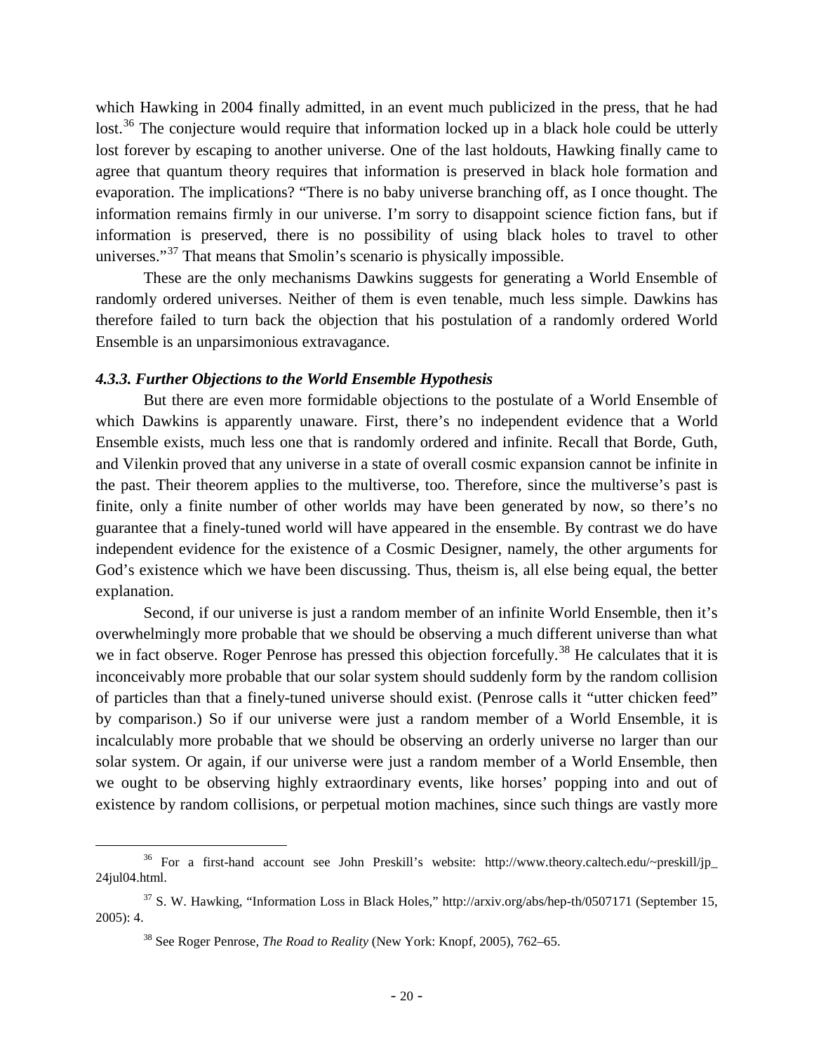which Hawking in 2004 finally admitted, in an event much publicized in the press, that he had lost.[36] The conjecture would require that information locked up in a black hole could be utterly lost forever by escaping to another universe. One of the last holdouts, Hawking finally came to agree that quantum theory requires that information is preserved in black hole formation and evaporation. The implications? "There is no baby universe branching off, as I once thought. The information remains firmly in our universe. I'm sorry to disappoint science fiction fans, but if information is preserved, there is no possibility of using black holes to travel to other universes."[37] That means that Smolin's scenario is physically impossible.

These are the only mechanisms Dawkins suggests for generating a World Ensemble of randomly ordered universes. Neither of them is even tenable, much less simple. Dawkins has therefore failed to turn back the objection that his postulation of a randomly ordered World Ensemble is an unparsimonious extravagance.

#### *4.3.3. Further Objections to the World Ensemble Hypothesis*

But there are even more formidable objections to the postulate of a World Ensemble of which Dawkins is apparently unaware. First, there's no independent evidence that a World Ensemble exists, much less one that is randomly ordered and infinite. Recall that Borde, Guth, and Vilenkin proved that any universe in a state of overall cosmic expansion cannot be infinite in the past. Their theorem applies to the multiverse, too. Therefore, since the multiverse's past is finite, only a finite number of other worlds may have been generated by now, so there's no guarantee that a finely-tuned world will have appeared in the ensemble. By contrast we do have independent evidence for the existence of a Cosmic Designer, namely, the other arguments for God's existence which we have been discussing. Thus, theism is, all else being equal, the better explanation.

Second, if our universe is just a random member of an infinite World Ensemble, then it's overwhelmingly more probable that we should be observing a much different universe than what we in fact observe. Roger Penrose has pressed this objection forcefully.[38] He calculates that it is inconceivably more probable that our solar system should suddenly form by the random collision of particles than that a finely-tuned universe should exist. (Penrose calls it "utter chicken feed" by comparison.) So if our universe were just a random member of a World Ensemble, it is incalculably more probable that we should be observing an orderly universe no larger than our solar system. Or again, if our universe were just a random member of a World Ensemble, then we ought to be observing highly extraordinary events, like horses' popping into and out of existence by random collisions, or perpetual motion machines, since such things are vastly more

---

[36] For a first-hand account see John Preskill's website: http://www.theory.caltech.edu/~preskill/jp_24jul04.html.

[37] S. W. Hawking, "Information Loss in Black Holes," http://arxiv.org/abs/hep-th/0507171 (September 15, 2005): 4.

[38] See Roger Penrose, *The Road to Reality* (New York: Knopf, 2005), 762–65.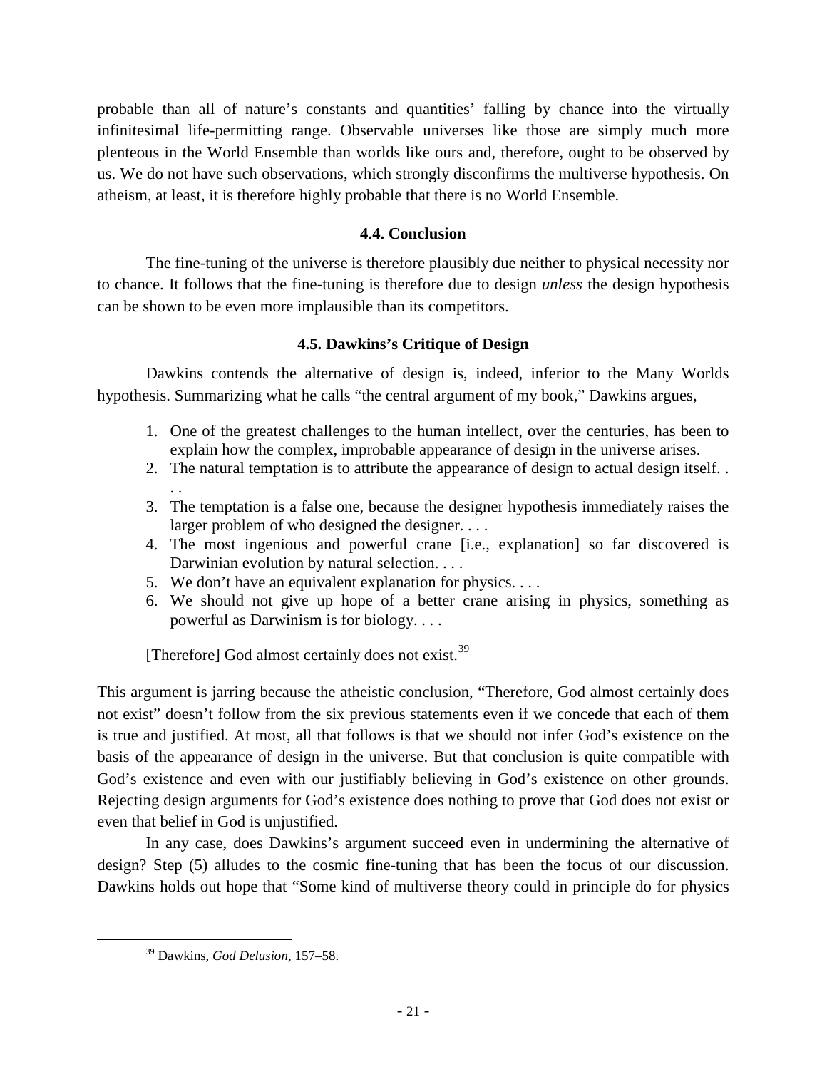probable than all of nature's constants and quantities' falling by chance into the virtually infinitesimal life-permitting range. Observable universes like those are simply much more plenteous in the World Ensemble than worlds like ours and, therefore, ought to be observed by us. We do not have such observations, which strongly disconfirms the multiverse hypothesis. On atheism, at least, it is therefore highly probable that there is no World Ensemble.

### 4.4. Conclusion

The fine-tuning of the universe is therefore plausibly due neither to physical necessity nor to chance. It follows that the fine-tuning is therefore due to design *unless* the design hypothesis can be shown to be even more implausible than its competitors.

### 4.5. Dawkins's Critique of Design

Dawkins contends the alternative of design is, indeed, inferior to the Many Worlds hypothesis. Summarizing what he calls "the central argument of my book," Dawkins argues,

> 1. One of the greatest challenges to the human intellect, over the centuries, has been to explain how the complex, improbable appearance of design in the universe arises.
> 2. The natural temptation is to attribute the appearance of design to actual design itself. . . .
> 3. The temptation is a false one, because the designer hypothesis immediately raises the larger problem of who designed the designer. . . .
> 4. The most ingenious and powerful crane [i.e., explanation] so far discovered is Darwinian evolution by natural selection. . . .
> 5. We don't have an equivalent explanation for physics. . . .
> 6. We should not give up hope of a better crane arising in physics, something as powerful as Darwinism is for biology. . . .
>
> [Therefore] God almost certainly does not exist.[39]

This argument is jarring because the atheistic conclusion, "Therefore, God almost certainly does not exist" doesn't follow from the six previous statements even if we concede that each of them is true and justified. At most, all that follows is that we should not infer God's existence on the basis of the appearance of design in the universe. But that conclusion is quite compatible with God's existence and even with our justifiably believing in God's existence on other grounds. Rejecting design arguments for God's existence does nothing to prove that God does not exist or even that belief in God is unjustified.

In any case, does Dawkins's argument succeed even in undermining the alternative of design? Step (5) alludes to the cosmic fine-tuning that has been the focus of our discussion. Dawkins holds out hope that "Some kind of multiverse theory could in principle do for physics

---

[39] Dawkins, *God Delusion*, 157–58.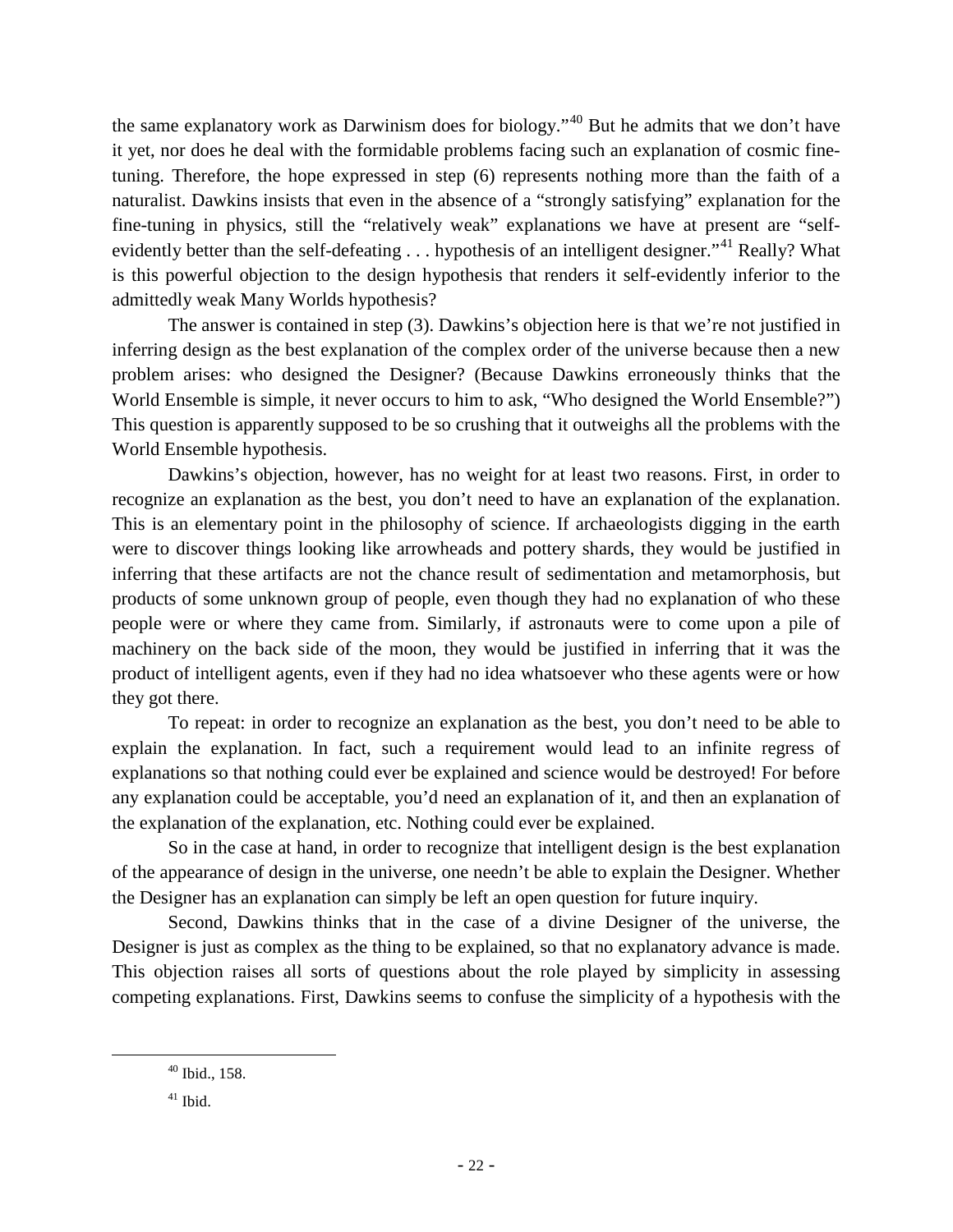the same explanatory work as Darwinism does for biology."[40] But he admits that we don't have it yet, nor does he deal with the formidable problems facing such an explanation of cosmic fine-tuning. Therefore, the hope expressed in step (6) represents nothing more than the faith of a naturalist. Dawkins insists that even in the absence of a "strongly satisfying" explanation for the fine-tuning in physics, still the "relatively weak" explanations we have at present are "self-evidently better than the self-defeating . . . hypothesis of an intelligent designer."[41] Really? What is this powerful objection to the design hypothesis that renders it self-evidently inferior to the admittedly weak Many Worlds hypothesis?

The answer is contained in step (3). Dawkins's objection here is that we're not justified in inferring design as the best explanation of the complex order of the universe because then a new problem arises: who designed the Designer? (Because Dawkins erroneously thinks that the World Ensemble is simple, it never occurs to him to ask, "Who designed the World Ensemble?") This question is apparently supposed to be so crushing that it outweighs all the problems with the World Ensemble hypothesis.

Dawkins's objection, however, has no weight for at least two reasons. First, in order to recognize an explanation as the best, you don't need to have an explanation of the explanation. This is an elementary point in the philosophy of science. If archaeologists digging in the earth were to discover things looking like arrowheads and pottery shards, they would be justified in inferring that these artifacts are not the chance result of sedimentation and metamorphosis, but products of some unknown group of people, even though they had no explanation of who these people were or where they came from. Similarly, if astronauts were to come upon a pile of machinery on the back side of the moon, they would be justified in inferring that it was the product of intelligent agents, even if they had no idea whatsoever who these agents were or how they got there.

To repeat: in order to recognize an explanation as the best, you don't need to be able to explain the explanation. In fact, such a requirement would lead to an infinite regress of explanations so that nothing could ever be explained and science would be destroyed! For before any explanation could be acceptable, you'd need an explanation of it, and then an explanation of the explanation of the explanation, etc. Nothing could ever be explained.

So in the case at hand, in order to recognize that intelligent design is the best explanation of the appearance of design in the universe, one needn't be able to explain the Designer. Whether the Designer has an explanation can simply be left an open question for future inquiry.

Second, Dawkins thinks that in the case of a divine Designer of the universe, the Designer is just as complex as the thing to be explained, so that no explanatory advance is made. This objection raises all sorts of questions about the role played by simplicity in assessing competing explanations. First, Dawkins seems to confuse the simplicity of a hypothesis with the

---

[40] Ibid., 158.

[41] Ibid.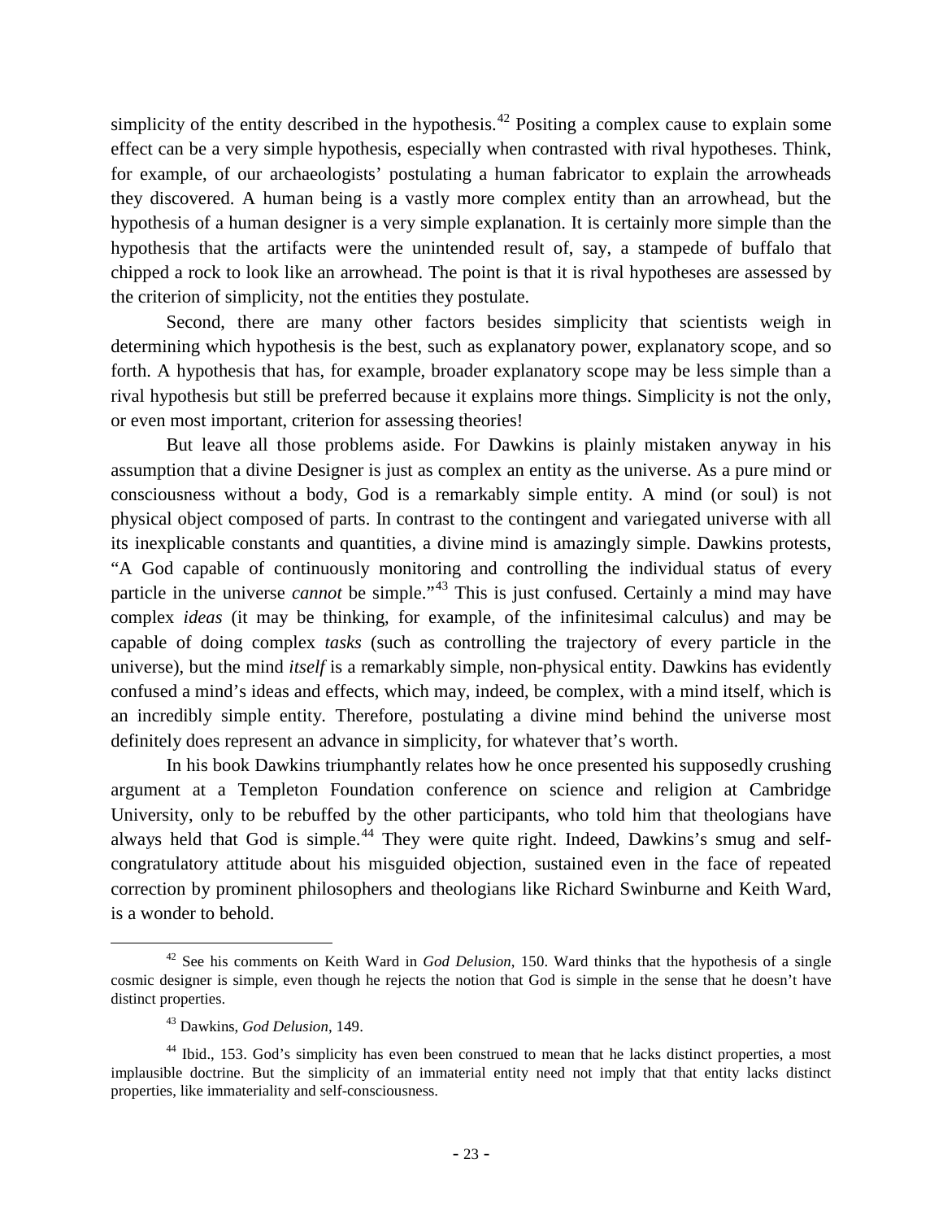simplicity of the entity described in the hypothesis.[42] Positing a complex cause to explain some effect can be a very simple hypothesis, especially when contrasted with rival hypotheses. Think, for example, of our archaeologists' postulating a human fabricator to explain the arrowheads they discovered. A human being is a vastly more complex entity than an arrowhead, but the hypothesis of a human designer is a very simple explanation. It is certainly more simple than the hypothesis that the artifacts were the unintended result of, say, a stampede of buffalo that chipped a rock to look like an arrowhead. The point is that it is rival hypotheses are assessed by the criterion of simplicity, not the entities they postulate.

Second, there are many other factors besides simplicity that scientists weigh in determining which hypothesis is the best, such as explanatory power, explanatory scope, and so forth. A hypothesis that has, for example, broader explanatory scope may be less simple than a rival hypothesis but still be preferred because it explains more things. Simplicity is not the only, or even most important, criterion for assessing theories!

But leave all those problems aside. For Dawkins is plainly mistaken anyway in his assumption that a divine Designer is just as complex an entity as the universe. As a pure mind or consciousness without a body, God is a remarkably simple entity. A mind (or soul) is not physical object composed of parts. In contrast to the contingent and variegated universe with all its inexplicable constants and quantities, a divine mind is amazingly simple. Dawkins protests, "A God capable of continuously monitoring and controlling the individual status of every particle in the universe *cannot* be simple."[43] This is just confused. Certainly a mind may have complex *ideas* (it may be thinking, for example, of the infinitesimal calculus) and may be capable of doing complex *tasks* (such as controlling the trajectory of every particle in the universe), but the mind *itself* is a remarkably simple, non-physical entity. Dawkins has evidently confused a mind's ideas and effects, which may, indeed, be complex, with a mind itself, which is an incredibly simple entity. Therefore, postulating a divine mind behind the universe most definitely does represent an advance in simplicity, for whatever that's worth.

In his book Dawkins triumphantly relates how he once presented his supposedly crushing argument at a Templeton Foundation conference on science and religion at Cambridge University, only to be rebuffed by the other participants, who told him that theologians have always held that God is simple.[44] They were quite right. Indeed, Dawkins's smug and self-congratulatory attitude about his misguided objection, sustained even in the face of repeated correction by prominent philosophers and theologians like Richard Swinburne and Keith Ward, is a wonder to behold.

---

[42] See his comments on Keith Ward in *God Delusion*, 150. Ward thinks that the hypothesis of a single cosmic designer is simple, even though he rejects the notion that God is simple in the sense that he doesn't have distinct properties.

[43] Dawkins, *God Delusion*, 149.

[44] Ibid., 153. God's simplicity has even been construed to mean that he lacks distinct properties, a most implausible doctrine. But the simplicity of an immaterial entity need not imply that that entity lacks distinct properties, like immateriality and self-consciousness.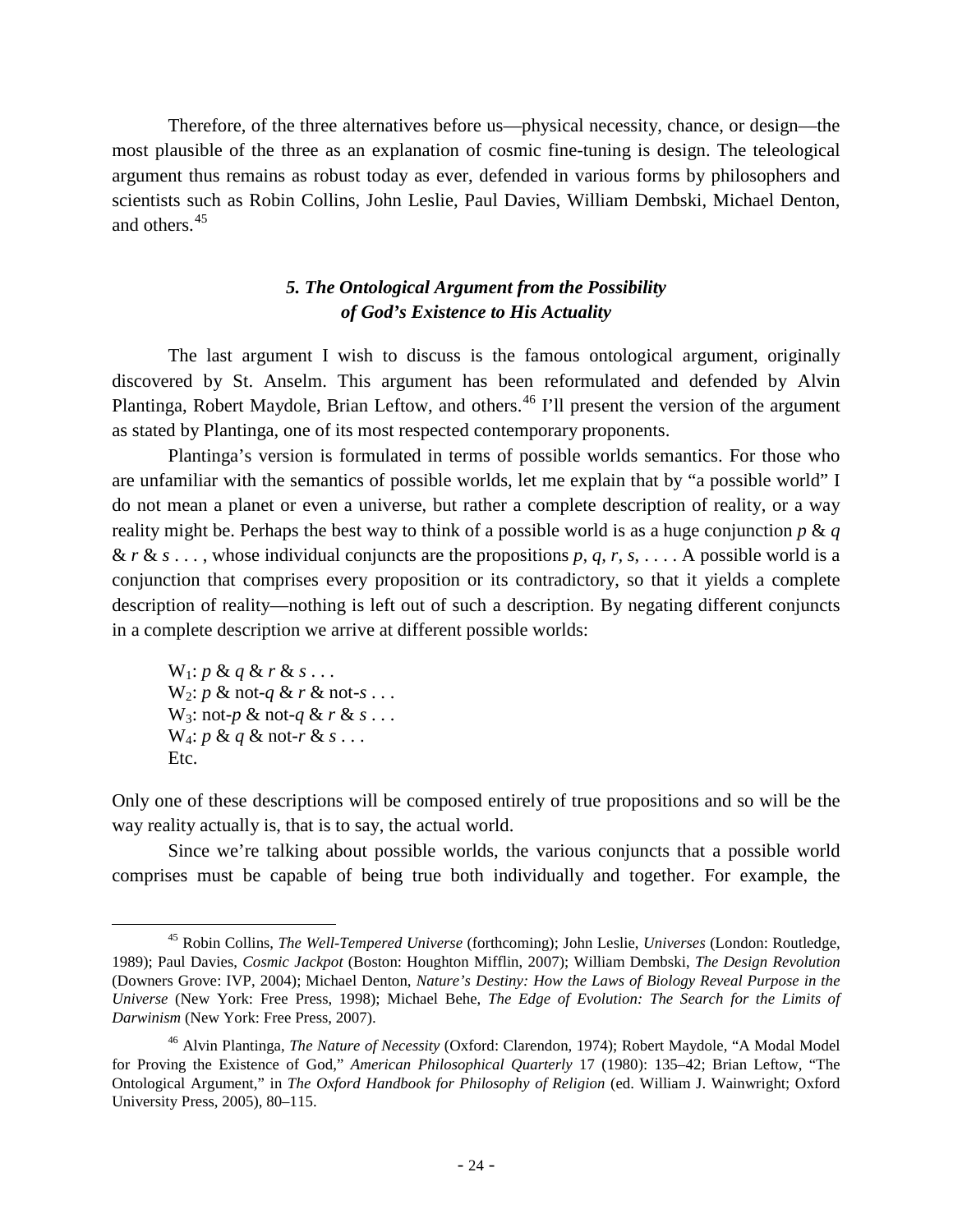Therefore, of the three alternatives before us—physical necessity, chance, or design—the most plausible of the three as an explanation of cosmic fine-tuning is design. The teleological argument thus remains as robust today as ever, defended in various forms by philosophers and scientists such as Robin Collins, John Leslie, Paul Davies, William Dembski, Michael Denton, and others.[45]

### *5. The Ontological Argument from the Possibility of God's Existence to His Actuality*

The last argument I wish to discuss is the famous ontological argument, originally discovered by St. Anselm. This argument has been reformulated and defended by Alvin Plantinga, Robert Maydole, Brian Leftow, and others.[46] I'll present the version of the argument as stated by Plantinga, one of its most respected contemporary proponents.

Plantinga's version is formulated in terms of possible worlds semantics. For those who are unfamiliar with the semantics of possible worlds, let me explain that by "a possible world" I do not mean a planet or even a universe, but rather a complete description of reality, or a way reality might be. Perhaps the best way to think of a possible world is as a huge conjunction *p* & *q* & *r* & *s* . . . , whose individual conjuncts are the propositions *p*, *q*, *r*, *s*, . . . . A possible world is a conjunction that comprises every proposition or its contradictory, so that it yields a complete description of reality—nothing is left out of such a description. By negating different conjuncts in a complete description we arrive at different possible worlds:

$W_1$: *p* & *q* & *r* & *s* . . .
$W_2$: *p* & not-*q* & *r* & not-*s* . . .
$W_3$: not-*p* & not-*q* & *r* & *s* . . .
$W_4$: *p* & *q* & not-*r* & *s* . . .
Etc.

Only one of these descriptions will be composed entirely of true propositions and so will be the way reality actually is, that is to say, the actual world.

Since we're talking about possible worlds, the various conjuncts that a possible world comprises must be capable of being true both individually and together. For example, the

---

[45] Robin Collins, *The Well-Tempered Universe* (forthcoming); John Leslie, *Universes* (London: Routledge, 1989); Paul Davies, *Cosmic Jackpot* (Boston: Houghton Mifflin, 2007); William Dembski, *The Design Revolution* (Downers Grove: IVP, 2004); Michael Denton, *Nature's Destiny: How the Laws of Biology Reveal Purpose in the Universe* (New York: Free Press, 1998); Michael Behe, *The Edge of Evolution: The Search for the Limits of Darwinism* (New York: Free Press, 2007).

[46] Alvin Plantinga, *The Nature of Necessity* (Oxford: Clarendon, 1974); Robert Maydole, "A Modal Model for Proving the Existence of God," *American Philosophical Quarterly* 17 (1980): 135–42; Brian Leftow, "The Ontological Argument," in *The Oxford Handbook for Philosophy of Religion* (ed. William J. Wainwright; Oxford University Press, 2005), 80–115.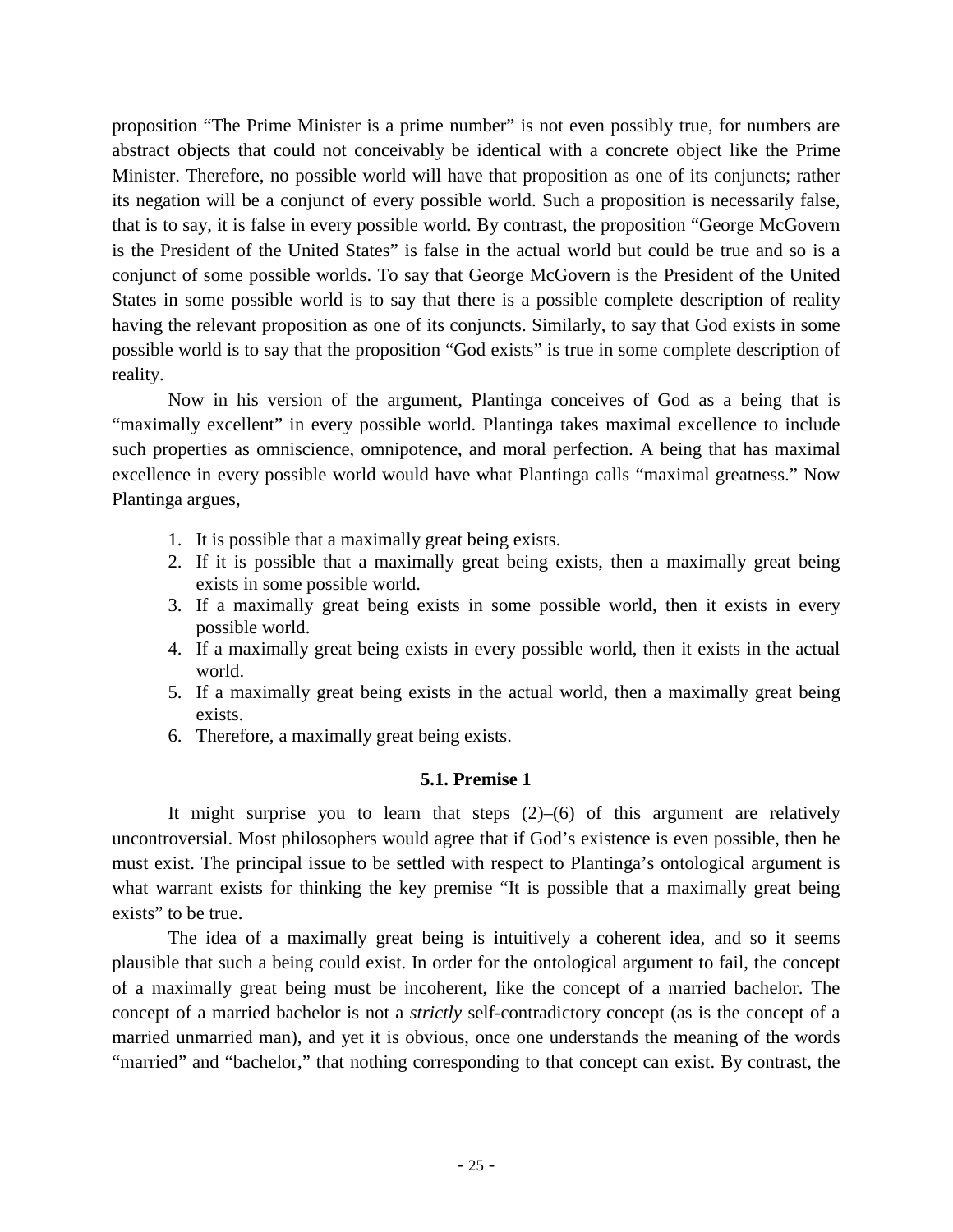proposition “The Prime Minister is a prime number” is not even possibly true, for numbers are abstract objects that could not conceivably be identical with a concrete object like the Prime Minister. Therefore, no possible world will have that proposition as one of its conjuncts; rather its negation will be a conjunct of every possible world. Such a proposition is necessarily false, that is to say, it is false in every possible world. By contrast, the proposition “George McGovern is the President of the United States” is false in the actual world but could be true and so is a conjunct of some possible worlds. To say that George McGovern is the President of the United States in some possible world is to say that there is a possible complete description of reality having the relevant proposition as one of its conjuncts. Similarly, to say that God exists in some possible world is to say that the proposition “God exists” is true in some complete description of reality.

Now in his version of the argument, Plantinga conceives of God as a being that is “maximally excellent” in every possible world. Plantinga takes maximal excellence to include such properties as omniscience, omnipotence, and moral perfection. A being that has maximal excellence in every possible world would have what Plantinga calls “maximal greatness.” Now Plantinga argues,

1. It is possible that a maximally great being exists.
2. If it is possible that a maximally great being exists, then a maximally great being exists in some possible world.
3. If a maximally great being exists in some possible world, then it exists in every possible world.
4. If a maximally great being exists in every possible world, then it exists in the actual world.
5. If a maximally great being exists in the actual world, then a maximally great being exists.
6. Therefore, a maximally great being exists.

### 5.1. Premise 1

It might surprise you to learn that steps (2)–(6) of this argument are relatively uncontroversial. Most philosophers would agree that if God’s existence is even possible, then he must exist. The principal issue to be settled with respect to Plantinga’s ontological argument is what warrant exists for thinking the key premise “It is possible that a maximally great being exists” to be true.

The idea of a maximally great being is intuitively a coherent idea, and so it seems plausible that such a being could exist. In order for the ontological argument to fail, the concept of a maximally great being must be incoherent, like the concept of a married bachelor. The concept of a married bachelor is not a *strictly* self-contradictory concept (as is the concept of a married unmarried man), and yet it is obvious, once one understands the meaning of the words “married” and “bachelor,” that nothing corresponding to that concept can exist. By contrast, the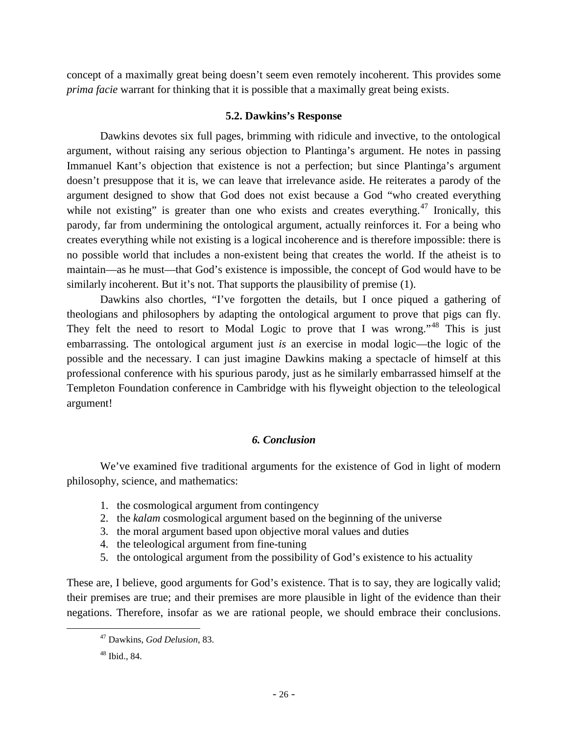concept of a maximally great being doesn't seem even remotely incoherent. This provides some *prima facie* warrant for thinking that it is possible that a maximally great being exists.

### 5.2. Dawkins's Response

Dawkins devotes six full pages, brimming with ridicule and invective, to the ontological argument, without raising any serious objection to Plantinga's argument. He notes in passing Immanuel Kant's objection that existence is not a perfection; but since Plantinga's argument doesn't presuppose that it is, we can leave that irrelevance aside. He reiterates a parody of the argument designed to show that God does not exist because a God "who created everything while not existing" is greater than one who exists and creates everything.[47] Ironically, this parody, far from undermining the ontological argument, actually reinforces it. For a being who creates everything while not existing is a logical incoherence and is therefore impossible: there is no possible world that includes a non-existent being that creates the world. If the atheist is to maintain—as he must—that God's existence is impossible, the concept of God would have to be similarly incoherent. But it's not. That supports the plausibility of premise (1).

Dawkins also chortles, "I've forgotten the details, but I once piqued a gathering of theologians and philosophers by adapting the ontological argument to prove that pigs can fly. They felt the need to resort to Modal Logic to prove that I was wrong."[48] This is just embarrassing. The ontological argument just *is* an exercise in modal logic—the logic of the possible and the necessary. I can just imagine Dawkins making a spectacle of himself at this professional conference with his spurious parody, just as he similarly embarrassed himself at the Templeton Foundation conference in Cambridge with his flyweight objection to the teleological argument!

## *6. Conclusion*

We've examined five traditional arguments for the existence of God in light of modern philosophy, science, and mathematics:

1. the cosmological argument from contingency
2. the *kalam* cosmological argument based on the beginning of the universe
3. the moral argument based upon objective moral values and duties
4. the teleological argument from fine-tuning
5. the ontological argument from the possibility of God's existence to his actuality

These are, I believe, good arguments for God's existence. That is to say, they are logically valid; their premises are true; and their premises are more plausible in light of the evidence than their negations. Therefore, insofar as we are rational people, we should embrace their conclusions.

---

[47] Dawkins, *God Delusion*, 83.

[48] Ibid., 84.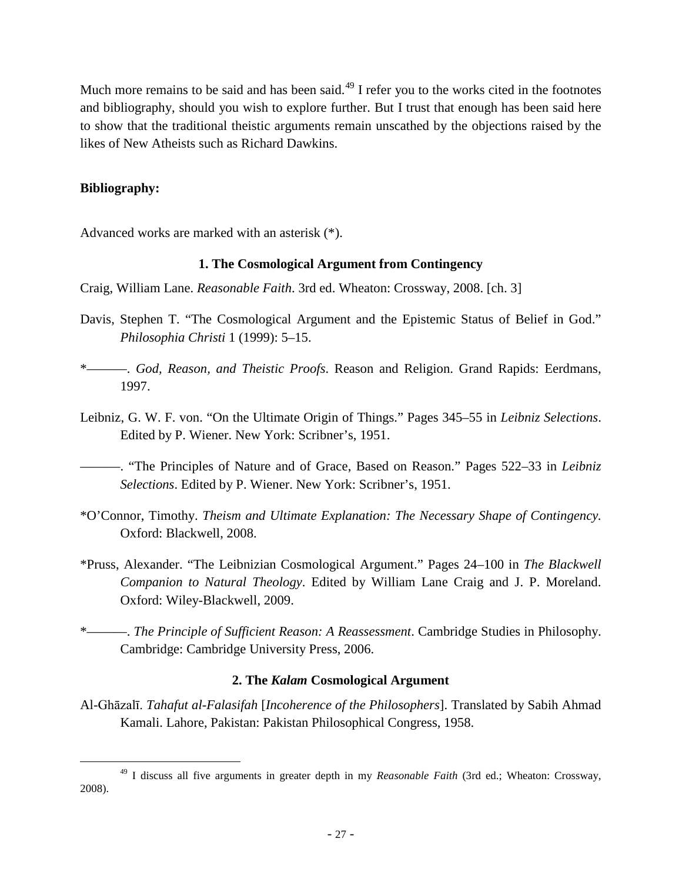Much more remains to be said and has been said.[49] I refer you to the works cited in the footnotes and bibliography, should you wish to explore further. But I trust that enough has been said here to show that the traditional theistic arguments remain unscathed by the objections raised by the likes of New Atheists such as Richard Dawkins.

**Bibliography:**

Advanced works are marked with an asterisk (*).

### 1. The Cosmological Argument from Contingency

Craig, William Lane. *Reasonable Faith*. 3rd ed. Wheaton: Crossway, 2008. [ch. 3]

Davis, Stephen T. "The Cosmological Argument and the Epistemic Status of Belief in God." *Philosophia Christi* 1 (1999): 5–15.

*———. *God, Reason, and Theistic Proofs*. Reason and Religion. Grand Rapids: Eerdmans, 1997.

Leibniz, G. W. F. von. "On the Ultimate Origin of Things." Pages 345–55 in *Leibniz Selections*. Edited by P. Wiener. New York: Scribner's, 1951.

———. "The Principles of Nature and of Grace, Based on Reason." Pages 522–33 in *Leibniz Selections*. Edited by P. Wiener. New York: Scribner's, 1951.

*O'Connor, Timothy. *Theism and Ultimate Explanation: The Necessary Shape of Contingency.* Oxford: Blackwell, 2008.

*Pruss, Alexander. "The Leibnizian Cosmological Argument." Pages 24–100 in *The Blackwell Companion to Natural Theology*. Edited by William Lane Craig and J. P. Moreland. Oxford: Wiley-Blackwell, 2009.

*———. *The Principle of Sufficient Reason: A Reassessment*. Cambridge Studies in Philosophy. Cambridge: Cambridge University Press, 2006.

### 2. The *Kalam* Cosmological Argument

Al-Ghāzalī. *Tahafut al-Falasifah* [*Incoherence of the Philosophers*]. Translated by Sabih Ahmad Kamali. Lahore, Pakistan: Pakistan Philosophical Congress, 1958.

---

[49] I discuss all five arguments in greater depth in my *Reasonable Faith* (3rd ed.; Wheaton: Crossway, 2008).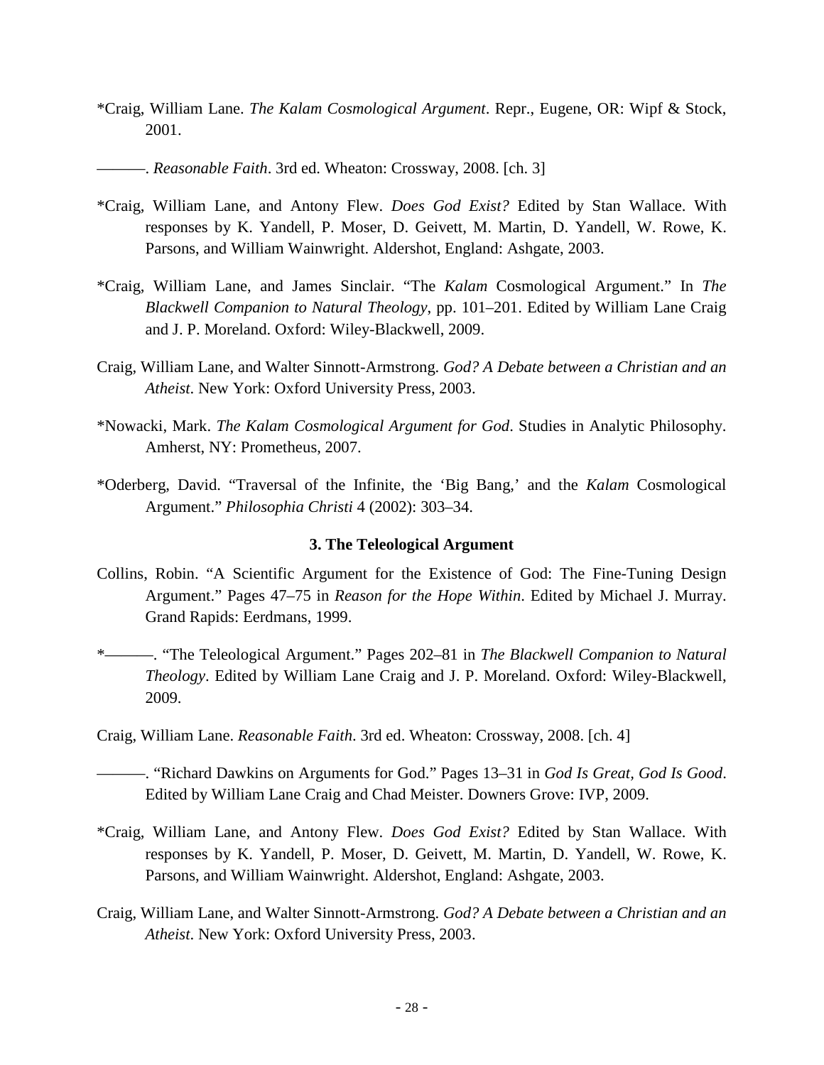*Craig, William Lane. *The Kalam Cosmological Argument*. Repr., Eugene, OR: Wipf & Stock, 2001.

———. *Reasonable Faith*. 3rd ed. Wheaton: Crossway, 2008. [ch. 3]

*Craig, William Lane, and Antony Flew. *Does God Exist?* Edited by Stan Wallace. With responses by K. Yandell, P. Moser, D. Geivett, M. Martin, D. Yandell, W. Rowe, K. Parsons, and William Wainwright. Aldershot, England: Ashgate, 2003.

*Craig, William Lane, and James Sinclair. "The *Kalam* Cosmological Argument." In *The Blackwell Companion to Natural Theology*, pp. 101–201. Edited by William Lane Craig and J. P. Moreland. Oxford: Wiley-Blackwell, 2009.

Craig, William Lane, and Walter Sinnott-Armstrong. *God? A Debate between a Christian and an Atheist*. New York: Oxford University Press, 2003.

*Nowacki, Mark. *The Kalam Cosmological Argument for God*. Studies in Analytic Philosophy. Amherst, NY: Prometheus, 2007.

*Oderberg, David. "Traversal of the Infinite, the 'Big Bang,' and the *Kalam* Cosmological Argument." *Philosophia Christi* 4 (2002): 303–34.

### 3. The Teleological Argument

Collins, Robin. "A Scientific Argument for the Existence of God: The Fine-Tuning Design Argument." Pages 47–75 in *Reason for the Hope Within*. Edited by Michael J. Murray. Grand Rapids: Eerdmans, 1999.

*———. "The Teleological Argument." Pages 202–81 in *The Blackwell Companion to Natural Theology*. Edited by William Lane Craig and J. P. Moreland. Oxford: Wiley-Blackwell, 2009.

Craig, William Lane. *Reasonable Faith*. 3rd ed. Wheaton: Crossway, 2008. [ch. 4]

———. "Richard Dawkins on Arguments for God." Pages 13–31 in *God Is Great, God Is Good*. Edited by William Lane Craig and Chad Meister. Downers Grove: IVP, 2009.

*Craig, William Lane, and Antony Flew. *Does God Exist?* Edited by Stan Wallace. With responses by K. Yandell, P. Moser, D. Geivett, M. Martin, D. Yandell, W. Rowe, K. Parsons, and William Wainwright. Aldershot, England: Ashgate, 2003.

Craig, William Lane, and Walter Sinnott-Armstrong. *God? A Debate between a Christian and an Atheist*. New York: Oxford University Press, 2003.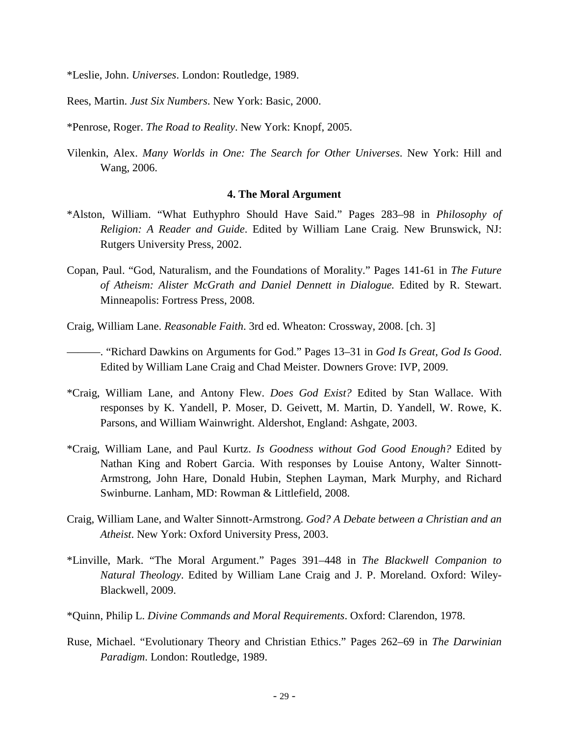*Leslie, John. *Universes*. London: Routledge, 1989.

Rees, Martin. *Just Six Numbers*. New York: Basic, 2000.

*Penrose, Roger. *The Road to Reality*. New York: Knopf, 2005.

Vilenkin, Alex. *Many Worlds in One: The Search for Other Universes*. New York: Hill and Wang, 2006.

### 4. The Moral Argument

*Alston, William. "What Euthyphro Should Have Said." Pages 283–98 in *Philosophy of Religion: A Reader and Guide*. Edited by William Lane Craig. New Brunswick, NJ: Rutgers University Press, 2002.

Copan, Paul. "God, Naturalism, and the Foundations of Morality." Pages 141-61 in *The Future of Atheism: Alister McGrath and Daniel Dennett in Dialogue.* Edited by R. Stewart. Minneapolis: Fortress Press, 2008.

Craig, William Lane. *Reasonable Faith*. 3rd ed. Wheaton: Crossway, 2008. [ch. 3]

———. "Richard Dawkins on Arguments for God." Pages 13–31 in *God Is Great, God Is Good*. Edited by William Lane Craig and Chad Meister. Downers Grove: IVP, 2009.

*Craig, William Lane, and Antony Flew. *Does God Exist?* Edited by Stan Wallace. With responses by K. Yandell, P. Moser, D. Geivett, M. Martin, D. Yandell, W. Rowe, K. Parsons, and William Wainwright. Aldershot, England: Ashgate, 2003.

*Craig, William Lane, and Paul Kurtz. *Is Goodness without God Good Enough?* Edited by Nathan King and Robert Garcia. With responses by Louise Antony, Walter Sinnott-Armstrong, John Hare, Donald Hubin, Stephen Layman, Mark Murphy, and Richard Swinburne. Lanham, MD: Rowman & Littlefield, 2008.

Craig, William Lane, and Walter Sinnott-Armstrong. *God? A Debate between a Christian and an Atheist*. New York: Oxford University Press, 2003.

*Linville, Mark. "The Moral Argument." Pages 391–448 in *The Blackwell Companion to Natural Theology*. Edited by William Lane Craig and J. P. Moreland. Oxford: Wiley-Blackwell, 2009.

*Quinn, Philip L. *Divine Commands and Moral Requirements*. Oxford: Clarendon, 1978.

Ruse, Michael. "Evolutionary Theory and Christian Ethics." Pages 262–69 in *The Darwinian Paradigm*. London: Routledge, 1989.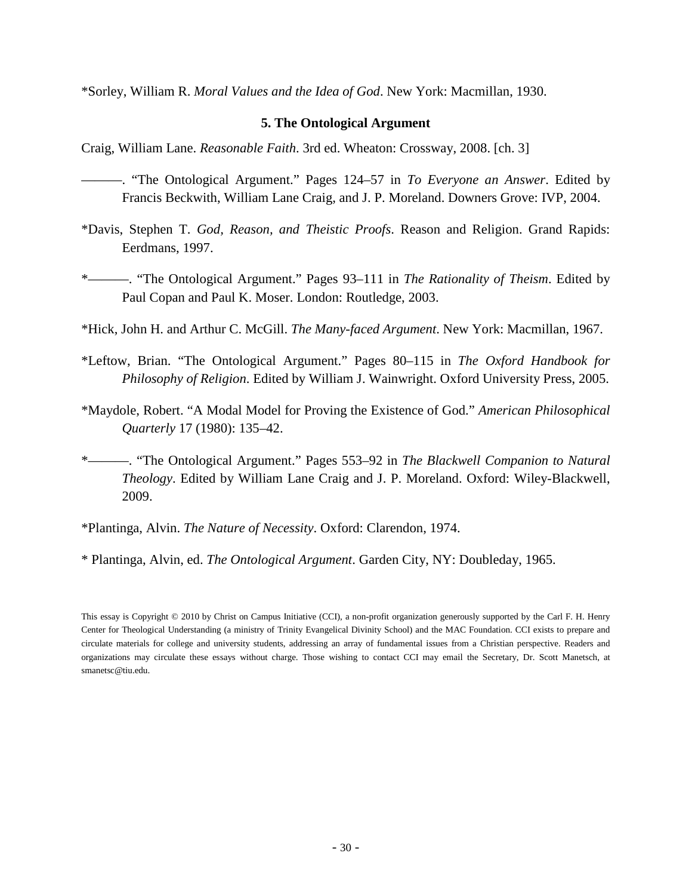*Sorley, William R. *Moral Values and the Idea of God*. New York: Macmillan, 1930.

### 5. The Ontological Argument

Craig, William Lane. *Reasonable Faith*. 3rd ed. Wheaton: Crossway, 2008. [ch. 3]

———. "The Ontological Argument." Pages 124–57 in *To Everyone an Answer*. Edited by Francis Beckwith, William Lane Craig, and J. P. Moreland. Downers Grove: IVP, 2004.

*Davis, Stephen T. *God, Reason, and Theistic Proofs*. Reason and Religion. Grand Rapids: Eerdmans, 1997.

*———. "The Ontological Argument." Pages 93–111 in *The Rationality of Theism*. Edited by Paul Copan and Paul K. Moser. London: Routledge, 2003.

*Hick, John H. and Arthur C. McGill. *The Many-faced Argument*. New York: Macmillan, 1967.

*Leftow, Brian. "The Ontological Argument." Pages 80–115 in *The Oxford Handbook for Philosophy of Religion*. Edited by William J. Wainwright. Oxford University Press, 2005.

*Maydole, Robert. "A Modal Model for Proving the Existence of God." *American Philosophical Quarterly* 17 (1980): 135–42.

*———. "The Ontological Argument." Pages 553–92 in *The Blackwell Companion to Natural Theology*. Edited by William Lane Craig and J. P. Moreland. Oxford: Wiley-Blackwell, 2009.

*Plantinga, Alvin. *The Nature of Necessity*. Oxford: Clarendon, 1974.

* Plantinga, Alvin, ed. *The Ontological Argument*. Garden City, NY: Doubleday, 1965.

This essay is Copyright © 2010 by Christ on Campus Initiative (CCI), a non-profit organization generously supported by the Carl F. H. Henry Center for Theological Understanding (a ministry of Trinity Evangelical Divinity School) and the MAC Foundation. CCI exists to prepare and circulate materials for college and university students, addressing an array of fundamental issues from a Christian perspective. Readers and organizations may circulate these essays without charge. Those wishing to contact CCI may email the Secretary, Dr. Scott Manetsch, at smanetsc@tiu.edu.